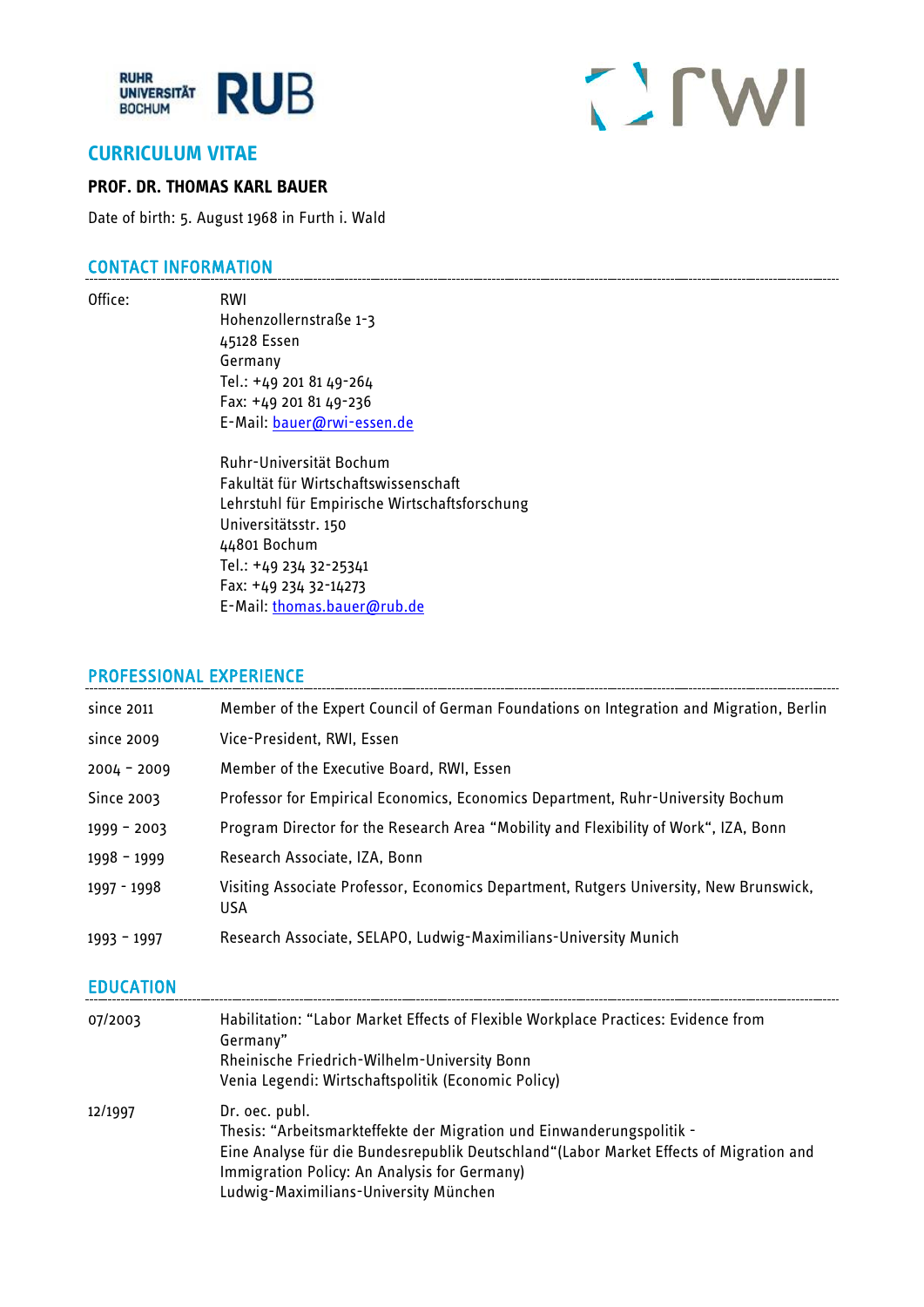# CURRICULUM VITAE

**PROF. DR. THOMAS KARL BAUER**

Date of birth: 5. August 1968 in Furth i. Wald

## CONTACT INFORMATION

| | |
|---|---|
| Office: | RWI<br>Hohenzollernstraße 1-3<br>45128 Essen<br>Germany<br>Tel.: +49 201 81 49-264<br>Fax: +49 201 81 49-236<br>E-Mail: bauer@rwi-essen.de |
| | Ruhr-Universität Bochum<br>Fakultät für Wirtschaftswissenschaft<br>Lehrstuhl für Empirische Wirtschaftsforschung<br>Universitätsstr. 150<br>44801 Bochum<br>Tel.: +49 234 32-25341<br>Fax: +49 234 32-14273<br>E-Mail: thomas.bauer@rub.de |

## PROFESSIONAL EXPERIENCE

| | |
|---|---|
| since 2011 | Member of the Expert Council of German Foundations on Integration and Migration, Berlin |
| since 2009 | Vice-President, RWI, Essen |
| 2004 – 2009 | Member of the Executive Board, RWI, Essen |
| Since 2003 | Professor for Empirical Economics, Economics Department, Ruhr-University Bochum |
| 1999 – 2003 | Program Director for the Research Area "Mobility and Flexibility of Work", IZA, Bonn |
| 1998 – 1999 | Research Associate, IZA, Bonn |
| 1997 - 1998 | Visiting Associate Professor, Economics Department, Rutgers University, New Brunswick, USA |
| 1993 – 1997 | Research Associate, SELAPO, Ludwig-Maximilians-University Munich |

## EDUCATION

| | |
|---|---|
| 07/2003 | Habilitation: "Labor Market Effects of Flexible Workplace Practices: Evidence from Germany"<br>Rheinische Friedrich-Wilhelm-University Bonn<br>Venia Legendi: Wirtschaftspolitik (Economic Policy) |
| 12/1997 | Dr. oec. publ.<br>Thesis: "Arbeitsmarkteffekte der Migration und Einwanderungspolitik - Eine Analyse für die Bundesrepublik Deutschland"(Labor Market Effects of Migration and Immigration Policy: An Analysis for Germany)<br>Ludwig-Maximilians-University München |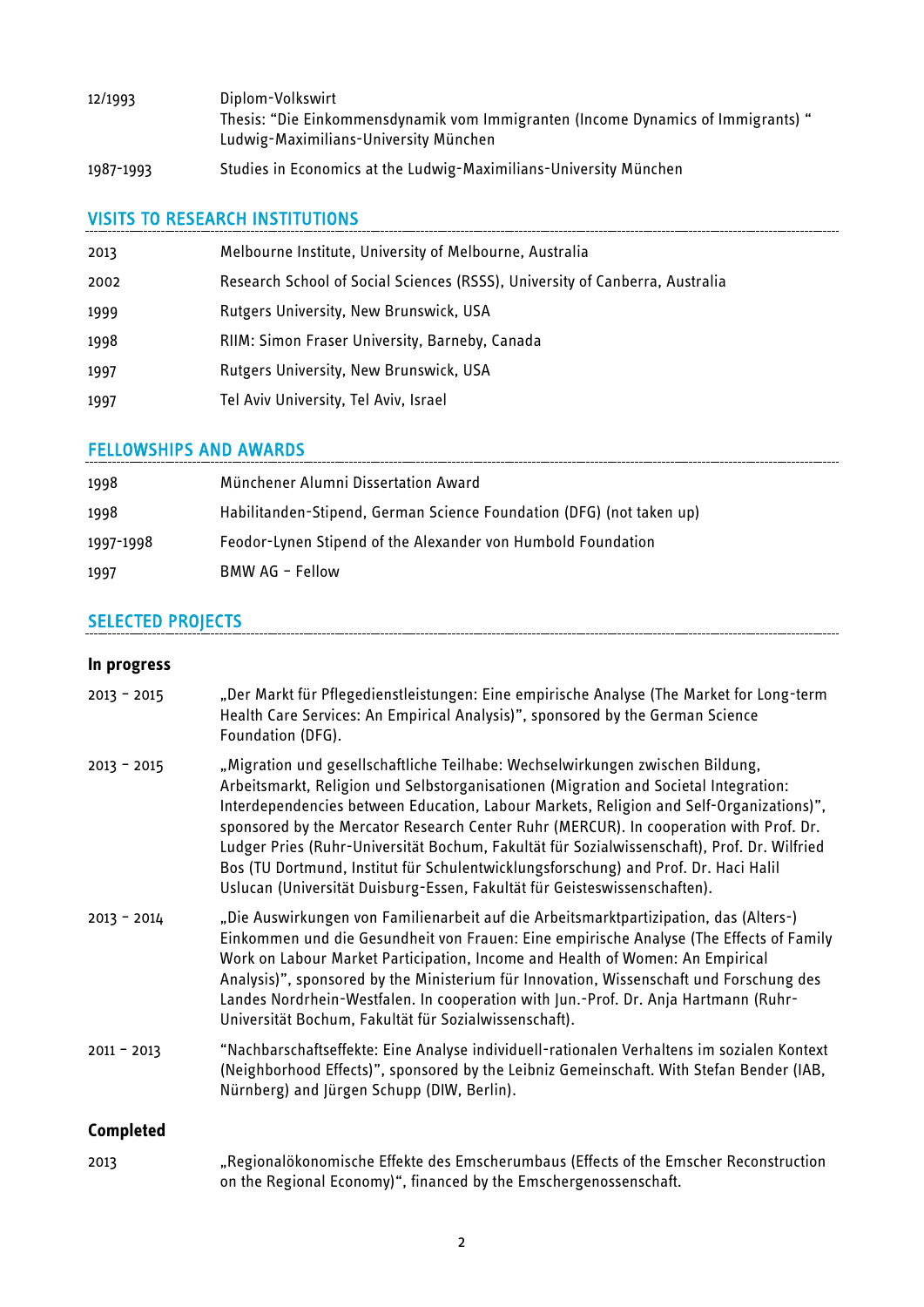| | |
|---|---|
| 12/1993 | Diplom-Volkswirt<br>Thesis: "Die Einkommensdynamik vom Immigranten (Income Dynamics of Immigrants) "<br>Ludwig-Maximilians-University München |
| 1987-1993 | Studies in Economics at the Ludwig-Maximilians-University München |

## VISITS TO RESEARCH INSTITUTIONS

| | |
|---|---|
| 2013 | Melbourne Institute, University of Melbourne, Australia |
| 2002 | Research School of Social Sciences (RSSS), University of Canberra, Australia |
| 1999 | Rutgers University, New Brunswick, USA |
| 1998 | RIIM: Simon Fraser University, Barneby, Canada |
| 1997 | Rutgers University, New Brunswick, USA |
| 1997 | Tel Aviv University, Tel Aviv, Israel |

## FELLOWSHIPS AND AWARDS

| | |
|---|---|
| 1998 | Münchener Alumni Dissertation Award |
| 1998 | Habilitanden-Stipend, German Science Foundation (DFG) (not taken up) |
| 1997-1998 | Feodor-Lynen Stipend of the Alexander von Humbold Foundation |
| 1997 | BMW AG – Fellow |

## SELECTED PROJECTS

### In progress

| | |
|---|---|
| 2013 – 2015 | „Der Markt für Pflegedienstleistungen: Eine empirische Analyse (The Market for Long-term Health Care Services: An Empirical Analysis)", sponsored by the German Science Foundation (DFG). |
| 2013 – 2015 | „Migration und gesellschaftliche Teilhabe: Wechselwirkungen zwischen Bildung, Arbeitsmarkt, Religion und Selbstorganisationen (Migration and Societal Integration: Interdependencies between Education, Labour Markets, Religion and Self-Organizations)", sponsored by the Mercator Research Center Ruhr (MERCUR). In cooperation with Prof. Dr. Ludger Pries (Ruhr-Universität Bochum, Fakultät für Sozialwissenschaft), Prof. Dr. Wilfried Bos (TU Dortmund, Institut für Schulentwicklungsforschung) and Prof. Dr. Haci Halil Uslucan (Universität Duisburg-Essen, Fakultät für Geisteswissenschaften). |
| 2013 – 2014 | „Die Auswirkungen von Familienarbeit auf die Arbeitsmarktpartizipation, das (Alters-) Einkommen und die Gesundheit von Frauen: Eine empirische Analyse (The Effects of Family Work on Labour Market Participation, Income and Health of Women: An Empirical Analysis)", sponsored by the Ministerium für Innovation, Wissenschaft und Forschung des Landes Nordrhein-Westfalen. In cooperation with Jun.-Prof. Dr. Anja Hartmann (Ruhr-Universität Bochum, Fakultät für Sozialwissenschaft). |
| 2011 – 2013 | "Nachbarschaftseffekte: Eine Analyse individuell-rationalen Verhaltens im sozialen Kontext (Neighborhood Effects)", sponsored by the Leibniz Gemeinschaft. With Stefan Bender (IAB, Nürnberg) and Jürgen Schupp (DIW, Berlin). |

### Completed

| | |
|---|---|
| 2013 | „Regionalökonomische Effekte des Emscherumbaus (Effects of the Emscher Reconstruction on the Regional Economy)", financed by the Emschergenossenschaft. |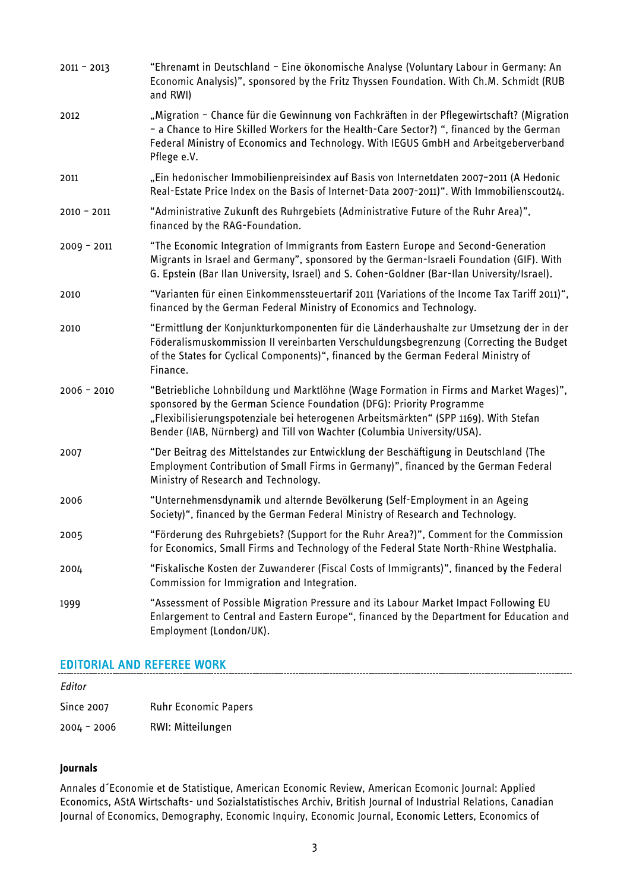| | |
|---|---|
| 2011 – 2013 | "Ehrenamt in Deutschland – Eine ökonomische Analyse (Voluntary Labour in Germany: An Economic Analysis)", sponsored by the Fritz Thyssen Foundation. With Ch.M. Schmidt (RUB and RWI) |
| 2012 | „Migration – Chance für die Gewinnung von Fachkräften in der Pflegewirtschaft? (Migration – a Chance to Hire Skilled Workers for the Health-Care Sector?) ", financed by the German Federal Ministry of Economics and Technology. With IEGUS GmbH and Arbeitgeberverband Pflege e.V. |
| 2011 | „Ein hedonischer Immobilienpreisindex auf Basis von Internetdaten 2007–2011 (A Hedonic Real-Estate Price Index on the Basis of Internet-Data 2007-2011)". With Immobilienscout24. |
| 2010 – 2011 | "Administrative Zukunft des Ruhrgebiets (Administrative Future of the Ruhr Area)", financed by the RAG-Foundation. |
| 2009 – 2011 | "The Economic Integration of Immigrants from Eastern Europe and Second-Generation Migrants in Israel and Germany", sponsored by the German-Israeli Foundation (GIF). With G. Epstein (Bar Ilan University, Israel) and S. Cohen-Goldner (Bar-Ilan University/Israel). |
| 2010 | "Varianten für einen Einkommenssteuertarif 2011 (Variations of the Income Tax Tariff 2011)", financed by the German Federal Ministry of Economics and Technology. |
| 2010 | "Ermittlung der Konjunkturkomponenten für die Länderhaushalte zur Umsetzung der in der Föderalismuskommission II vereinbarten Verschuldungsbegrenzung (Correcting the Budget of the States for Cyclical Components)", financed by the German Federal Ministry of Finance. |
| 2006 – 2010 | "Betriebliche Lohnbildung und Marktlöhne (Wage Formation in Firms and Market Wages)", sponsored by the German Science Foundation (DFG): Priority Programme „Flexibilisierungspotenziale bei heterogenen Arbeitsmärkten" (SPP 1169). With Stefan Bender (IAB, Nürnberg) and Till von Wachter (Columbia University/USA). |
| 2007 | "Der Beitrag des Mittelstandes zur Entwicklung der Beschäftigung in Deutschland (The Employment Contribution of Small Firms in Germany)", financed by the German Federal Ministry of Research and Technology. |
| 2006 | "Unternehmensdynamik und alternde Bevölkerung (Self-Employment in an Ageing Society)", financed by the German Federal Ministry of Research and Technology. |
| 2005 | "Förderung des Ruhrgebiets? (Support for the Ruhr Area?)", Comment for the Commission for Economics, Small Firms and Technology of the Federal State North-Rhine Westphalia. |
| 2004 | "Fiskalische Kosten der Zuwanderer (Fiscal Costs of Immigrants)", financed by the Federal Commission for Immigration and Integration. |
| 1999 | "Assessment of Possible Migration Pressure and its Labour Market Impact Following EU Enlargement to Central and Eastern Europe", financed by the Department for Education and Employment (London/UK). |

## EDITORIAL AND REFEREE WORK

*Editor*

| | |
|---|---|
| Since 2007 | Ruhr Economic Papers |
| 2004 – 2006 | RWI: Mitteilungen |

**Journals**

Annales d´Economie et de Statistique, American Economic Review, American Ecomonic Journal: Applied Economics, AStA Wirtschafts- und Sozialstatistisches Archiv, British Journal of Industrial Relations, Canadian Journal of Economics, Demography, Economic Inquiry, Economic Journal, Economic Letters, Economics of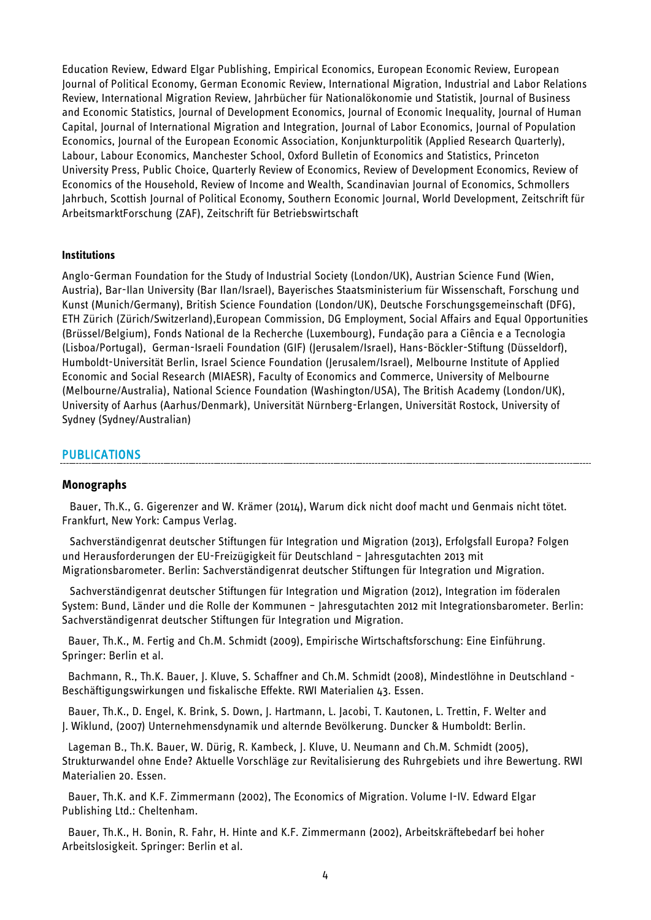Education Review, Edward Elgar Publishing, Empirical Economics, European Economic Review, European Journal of Political Economy, German Economic Review, International Migration, Industrial and Labor Relations Review, International Migration Review, Jahrbücher für Nationalökonomie und Statistik, Journal of Business and Economic Statistics, Journal of Development Economics, Journal of Economic Inequality, Journal of Human Capital, Journal of International Migration and Integration, Journal of Labor Economics, Journal of Population Economics, Journal of the European Economic Association, Konjunkturpolitik (Applied Research Quarterly), Labour, Labour Economics, Manchester School, Oxford Bulletin of Economics and Statistics, Princeton University Press, Public Choice, Quarterly Review of Economics, Review of Development Economics, Review of Economics of the Household, Review of Income and Wealth, Scandinavian Journal of Economics, Schmollers Jahrbuch, Scottish Journal of Political Economy, Southern Economic Journal, World Development, Zeitschrift für ArbeitsmarktForschung (ZAF), Zeitschrift für Betriebswirtschaft

### Institutions

Anglo-German Foundation for the Study of Industrial Society (London/UK), Austrian Science Fund (Wien, Austria), Bar-Ilan University (Bar Ilan/Israel), Bayerisches Staatsministerium für Wissenschaft, Forschung und Kunst (Munich/Germany), British Science Foundation (London/UK), Deutsche Forschungsgemeinschaft (DFG), ETH Zürich (Zürich/Switzerland),European Commission, DG Employment, Social Affairs and Equal Opportunities (Brüssel/Belgium), Fonds National de la Recherche (Luxembourg), Fundação para a Ciência e a Tecnologia (Lisboa/Portugal), German-Israeli Foundation (GIF) (Jerusalem/Israel), Hans-Böckler-Stiftung (Düsseldorf), Humboldt-Universität Berlin, Israel Science Foundation (Jerusalem/Israel), Melbourne Institute of Applied Economic and Social Research (MIAESR), Faculty of Economics and Commerce, University of Melbourne (Melbourne/Australia), National Science Foundation (Washington/USA), The British Academy (London/UK), University of Aarhus (Aarhus/Denmark), Universität Nürnberg-Erlangen, Universität Rostock, University of Sydney (Sydney/Australian)

## PUBLICATIONS

### Monographs

Bauer, Th.K., G. Gigerenzer and W. Krämer (2014), Warum dick nicht doof macht und Genmais nicht tötet. Frankfurt, New York: Campus Verlag.

Sachverständigenrat deutscher Stiftungen für Integration und Migration (2013), Erfolgsfall Europa? Folgen und Herausforderungen der EU-Freizügigkeit für Deutschland – Jahresgutachten 2013 mit Migrationsbarometer. Berlin: Sachverständigenrat deutscher Stiftungen für Integration und Migration.

Sachverständigenrat deutscher Stiftungen für Integration und Migration (2012), Integration im föderalen System: Bund, Länder und die Rolle der Kommunen – Jahresgutachten 2012 mit Integrationsbarometer. Berlin: Sachverständigenrat deutscher Stiftungen für Integration und Migration.

Bauer, Th.K., M. Fertig and Ch.M. Schmidt (2009), Empirische Wirtschaftsforschung: Eine Einführung. Springer: Berlin et al.

Bachmann, R., Th.K. Bauer, J. Kluve, S. Schaffner and Ch.M. Schmidt (2008), Mindestlöhne in Deutschland - Beschäftigungswirkungen und fiskalische Effekte. RWI Materialien 43. Essen.

Bauer, Th.K., D. Engel, K. Brink, S. Down, J. Hartmann, L. Jacobi, T. Kautonen, L. Trettin, F. Welter and J. Wiklund, (2007) Unternehmensdynamik und alternde Bevölkerung. Duncker & Humboldt: Berlin.

Lageman B., Th.K. Bauer, W. Dürig, R. Kambeck, J. Kluve, U. Neumann and Ch.M. Schmidt (2005), Strukturwandel ohne Ende? Aktuelle Vorschläge zur Revitalisierung des Ruhrgebiets und ihre Bewertung. RWI Materialien 20. Essen.

Bauer, Th.K. and K.F. Zimmermann (2002), The Economics of Migration. Volume I-IV. Edward Elgar Publishing Ltd.: Cheltenham.

Bauer, Th.K., H. Bonin, R. Fahr, H. Hinte and K.F. Zimmermann (2002), Arbeitskräftebedarf bei hoher Arbeitslosigkeit. Springer: Berlin et al.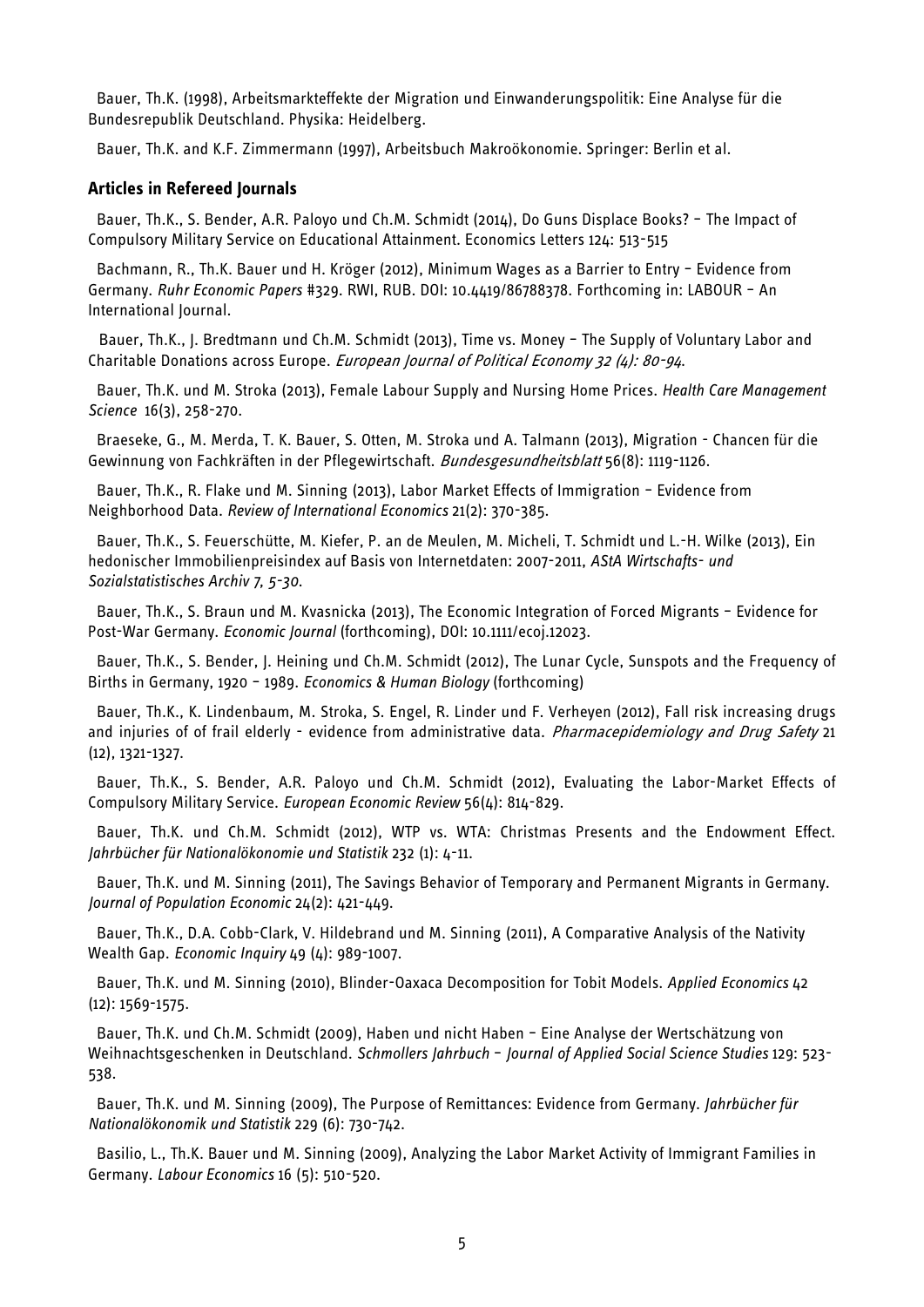Bauer, Th.K. (1998), Arbeitsmarkteffekte der Migration und Einwanderungspolitik: Eine Analyse für die Bundesrepublik Deutschland. Physika: Heidelberg.

Bauer, Th.K. and K.F. Zimmermann (1997), Arbeitsbuch Makroökonomie. Springer: Berlin et al.

### Articles in Refereed Journals

Bauer, Th.K., S. Bender, A.R. Paloyo und Ch.M. Schmidt (2014), Do Guns Displace Books? – The Impact of Compulsory Military Service on Educational Attainment. Economics Letters 124: 513-515

Bachmann, R., Th.K. Bauer und H. Kröger (2012), Minimum Wages as a Barrier to Entry – Evidence from Germany. *Ruhr Economic Papers* #329. RWI, RUB. DOI: 10.4419/86788378. Forthcoming in: LABOUR – An International Journal.

Bauer, Th.K., J. Bredtmann und Ch.M. Schmidt (2013), Time vs. Money – The Supply of Voluntary Labor and Charitable Donations across Europe. *European Journal of Political Economy 32 (4): 80-94.*

Bauer, Th.K. und M. Stroka (2013), Female Labour Supply and Nursing Home Prices. *Health Care Management Science* 16(3), 258-270.

Braeseke, G., M. Merda, T. K. Bauer, S. Otten, M. Stroka und A. Talmann (2013), Migration - Chancen für die Gewinnung von Fachkräften in der Pflegewirtschaft. *Bundesgesundheitsblatt* 56(8): 1119-1126.

Bauer, Th.K., R. Flake und M. Sinning (2013), Labor Market Effects of Immigration – Evidence from Neighborhood Data. *Review of International Economics* 21(2): 370-385.

Bauer, Th.K., S. Feuerschütte, M. Kiefer, P. an de Meulen, M. Micheli, T. Schmidt und L.-H. Wilke (2013), Ein hedonischer Immobilienpreisindex auf Basis von Internetdaten: 2007-2011, *AStA Wirtschafts- und Sozialstatistisches Archiv 7, 5-30.*

Bauer, Th.K., S. Braun und M. Kvasnicka (2013), The Economic Integration of Forced Migrants – Evidence for Post-War Germany. *Economic Journal* (forthcoming), DOI: 10.1111/ecoj.12023.

Bauer, Th.K., S. Bender, J. Heining und Ch.M. Schmidt (2012), The Lunar Cycle, Sunspots and the Frequency of Births in Germany, 1920 – 1989. *Economics & Human Biology* (forthcoming)

Bauer, Th.K., K. Lindenbaum, M. Stroka, S. Engel, R. Linder und F. Verheyen (2012), Fall risk increasing drugs and injuries of of frail elderly - evidence from administrative data. *Pharmacepidemiology and Drug Safety* 21 (12), 1321-1327.

Bauer, Th.K., S. Bender, A.R. Paloyo und Ch.M. Schmidt (2012), Evaluating the Labor-Market Effects of Compulsory Military Service. *European Economic Review* 56(4): 814-829.

Bauer, Th.K. und Ch.M. Schmidt (2012), WTP vs. WTA: Christmas Presents and the Endowment Effect. *Jahrbücher für Nationalökonomie und Statistik* 232 (1): 4-11.

Bauer, Th.K. und M. Sinning (2011), The Savings Behavior of Temporary and Permanent Migrants in Germany. *Journal of Population Economic* 24(2): 421-449.

Bauer, Th.K., D.A. Cobb-Clark, V. Hildebrand und M. Sinning (2011), A Comparative Analysis of the Nativity Wealth Gap. *Economic Inquiry* 49 (4): 989-1007.

Bauer, Th.K. und M. Sinning (2010), Blinder-Oaxaca Decomposition for Tobit Models. *Applied Economics* 42 (12): 1569-1575.

Bauer, Th.K. und Ch.M. Schmidt (2009), Haben und nicht Haben – Eine Analyse der Wertschätzung von Weihnachtsgeschenken in Deutschland. *Schmollers Jahrbuch – Journal of Applied Social Science Studies* 129: 523-538.

Bauer, Th.K. und M. Sinning (2009), The Purpose of Remittances: Evidence from Germany. *Jahrbücher für Nationalökonomik und Statistik* 229 (6): 730-742.

Basilio, L., Th.K. Bauer und M. Sinning (2009), Analyzing the Labor Market Activity of Immigrant Families in Germany. *Labour Economics* 16 (5): 510-520.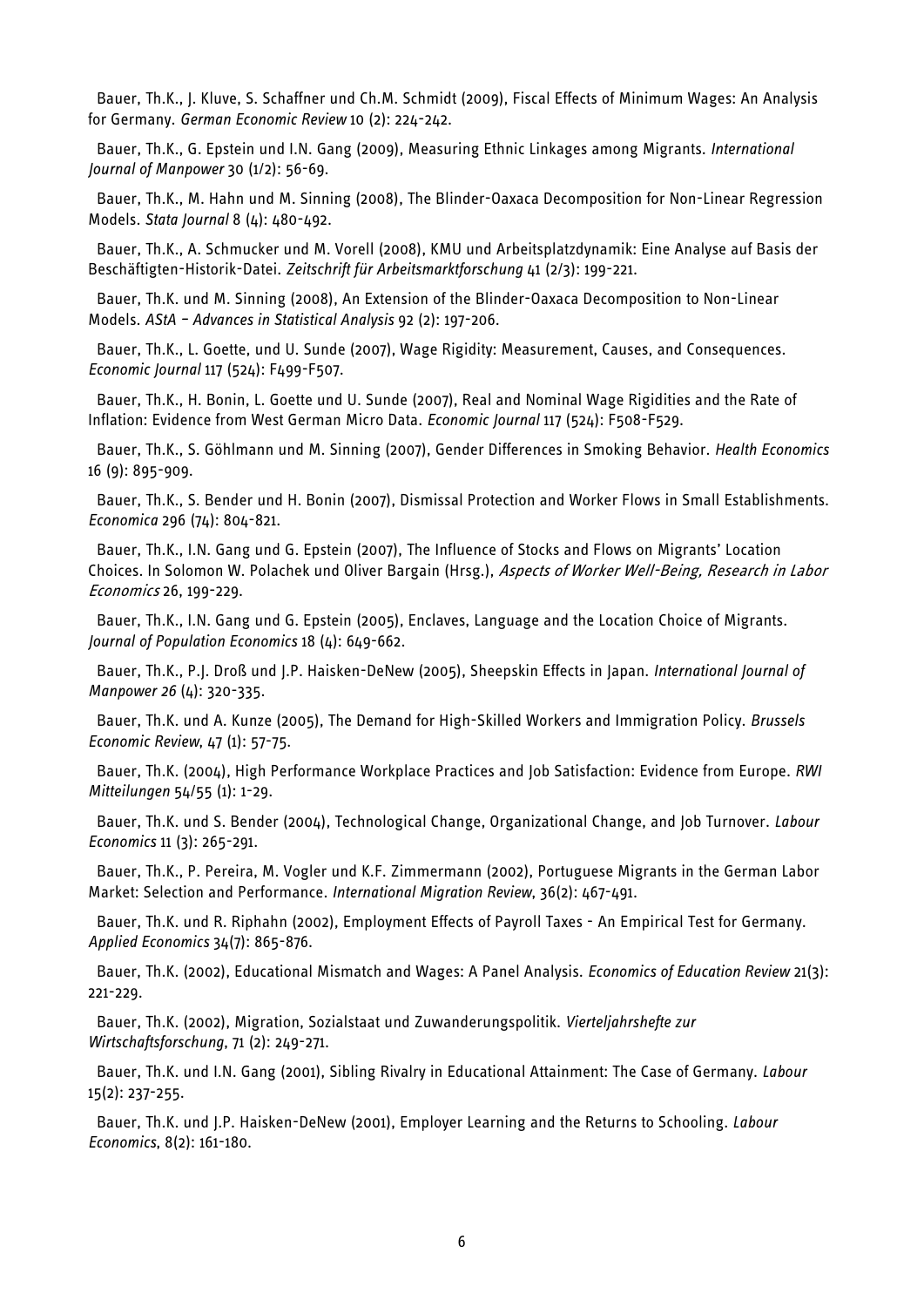Bauer, Th.K., J. Kluve, S. Schaffner und Ch.M. Schmidt (2009), Fiscal Effects of Minimum Wages: An Analysis for Germany. *German Economic Review* 10 (2): 224-242.

Bauer, Th.K., G. Epstein und I.N. Gang (2009), Measuring Ethnic Linkages among Migrants. *International Journal of Manpower* 30 (1/2): 56-69.

Bauer, Th.K., M. Hahn und M. Sinning (2008), The Blinder-Oaxaca Decomposition for Non-Linear Regression Models. *Stata Journal* 8 (4): 480-492.

Bauer, Th.K., A. Schmucker und M. Vorell (2008), KMU und Arbeitsplatzdynamik: Eine Analyse auf Basis der Beschäftigten-Historik-Datei. *Zeitschrift für Arbeitsmarktforschung* 41 (2/3): 199-221.

Bauer, Th.K. und M. Sinning (2008), An Extension of the Blinder-Oaxaca Decomposition to Non-Linear Models. *AStA – Advances in Statistical Analysis* 92 (2): 197-206.

Bauer, Th.K., L. Goette, und U. Sunde (2007), Wage Rigidity: Measurement, Causes, and Consequences. *Economic Journal* 117 (524): F499-F507.

Bauer, Th.K., H. Bonin, L. Goette und U. Sunde (2007), Real and Nominal Wage Rigidities and the Rate of Inflation: Evidence from West German Micro Data. *Economic Journal* 117 (524): F508-F529.

Bauer, Th.K., S. Göhlmann und M. Sinning (2007), Gender Differences in Smoking Behavior. *Health Economics* 16 (9): 895-909.

Bauer, Th.K., S. Bender und H. Bonin (2007), Dismissal Protection and Worker Flows in Small Establishments. *Economica* 296 (74): 804-821.

Bauer, Th.K., I.N. Gang und G. Epstein (2007), The Influence of Stocks and Flows on Migrants' Location Choices. In Solomon W. Polachek und Oliver Bargain (Hrsg.), *Aspects of Worker Well-Being, Research in Labor Economics* 26, 199-229.

Bauer, Th.K., I.N. Gang und G. Epstein (2005), Enclaves, Language and the Location Choice of Migrants. *Journal of Population Economics* 18 (4): 649-662.

Bauer, Th.K., P.J. Droß und J.P. Haisken-DeNew (2005), Sheepskin Effects in Japan. *International Journal of Manpower 26* (4): 320-335.

Bauer, Th.K. und A. Kunze (2005), The Demand for High-Skilled Workers and Immigration Policy. *Brussels Economic Review*, 47 (1): 57-75.

Bauer, Th.K. (2004), High Performance Workplace Practices and Job Satisfaction: Evidence from Europe. *RWI Mitteilungen* 54/55 (1): 1-29.

Bauer, Th.K. und S. Bender (2004), Technological Change, Organizational Change, and Job Turnover. *Labour Economics* 11 (3): 265-291.

Bauer, Th.K., P. Pereira, M. Vogler und K.F. Zimmermann (2002), Portuguese Migrants in the German Labor Market: Selection and Performance. *International Migration Review*, 36(2): 467-491.

Bauer, Th.K. und R. Riphahn (2002), Employment Effects of Payroll Taxes - An Empirical Test for Germany. *Applied Economics* 34(7): 865-876.

Bauer, Th.K. (2002), Educational Mismatch and Wages: A Panel Analysis. *Economics of Education Review* 21(3): 221-229.

Bauer, Th.K. (2002), Migration, Sozialstaat und Zuwanderungspolitik. *Vierteljahrshefte zur Wirtschaftsforschung*, 71 (2): 249-271.

Bauer, Th.K. und I.N. Gang (2001), Sibling Rivalry in Educational Attainment: The Case of Germany. *Labour* 15(2): 237-255.

Bauer, Th.K. und J.P. Haisken-DeNew (2001), Employer Learning and the Returns to Schooling. *Labour Economics*, 8(2): 161-180.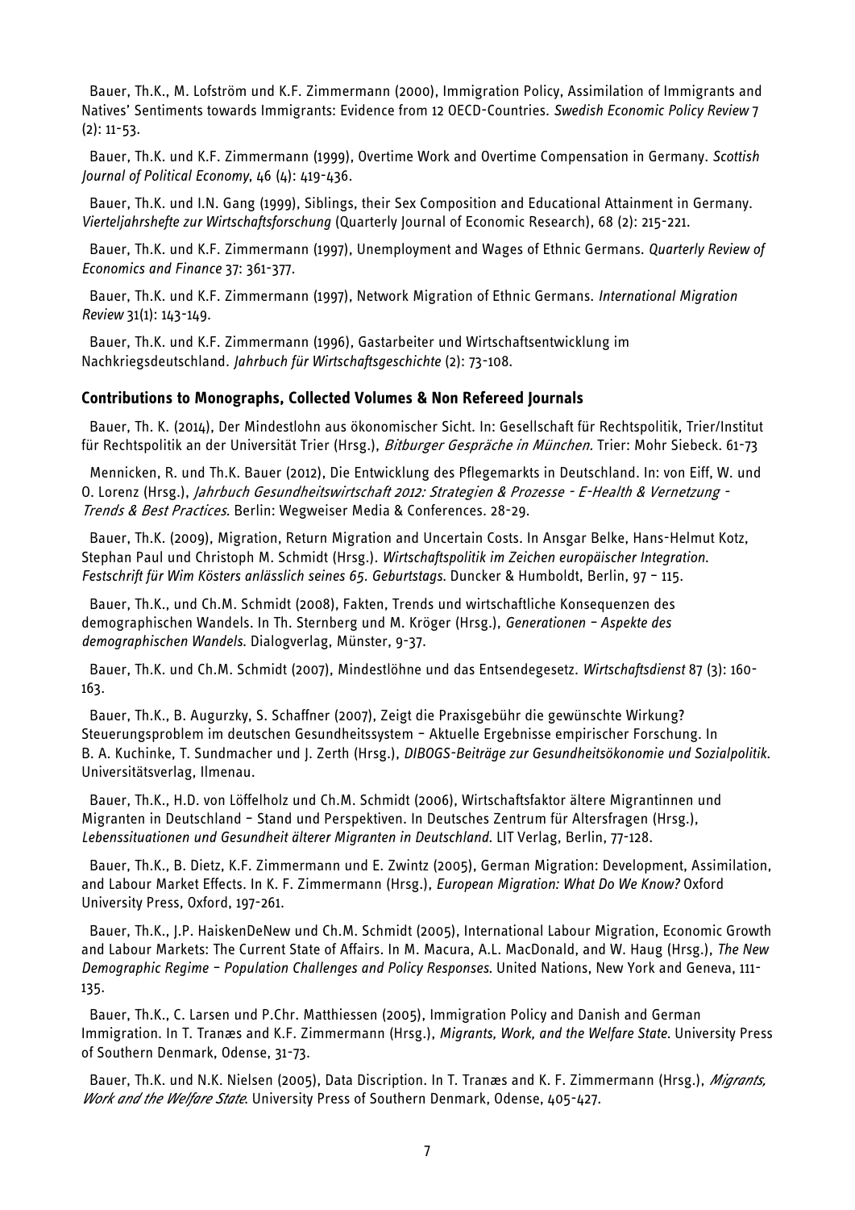Bauer, Th.K., M. Lofström und K.F. Zimmermann (2000), Immigration Policy, Assimilation of Immigrants and Natives' Sentiments towards Immigrants: Evidence from 12 OECD-Countries. *Swedish Economic Policy Review* 7 (2): 11-53.

Bauer, Th.K. und K.F. Zimmermann (1999), Overtime Work and Overtime Compensation in Germany. *Scottish Journal of Political Economy*, 46 (4): 419-436.

Bauer, Th.K. und I.N. Gang (1999), Siblings, their Sex Composition and Educational Attainment in Germany. *Vierteljahrshefte zur Wirtschaftsforschung* (Quarterly Journal of Economic Research), 68 (2): 215-221.

Bauer, Th.K. und K.F. Zimmermann (1997), Unemployment and Wages of Ethnic Germans. *Quarterly Review of Economics and Finance* 37: 361-377.

Bauer, Th.K. und K.F. Zimmermann (1997), Network Migration of Ethnic Germans. *International Migration Review* 31(1): 143-149.

Bauer, Th.K. und K.F. Zimmermann (1996), Gastarbeiter und Wirtschaftsentwicklung im Nachkriegsdeutschland. *Jahrbuch für Wirtschaftsgeschichte* (2): 73-108.

### Contributions to Monographs, Collected Volumes & Non Refereed Journals

Bauer, Th. K. (2014), Der Mindestlohn aus ökonomischer Sicht. In: Gesellschaft für Rechtspolitik, Trier/Institut für Rechtspolitik an der Universität Trier (Hrsg.), *Bitburger Gespräche in München.* Trier: Mohr Siebeck. 61-73

Mennicken, R. und Th.K. Bauer (2012), Die Entwicklung des Pflegemarkts in Deutschland. In: von Eiff, W. und O. Lorenz (Hrsg.), *Jahrbuch Gesundheitswirtschaft 2012: Strategien & Prozesse - E-Health & Vernetzung - Trends & Best Practices.* Berlin: Wegweiser Media & Conferences. 28-29.

Bauer, Th.K. (2009), Migration, Return Migration and Uncertain Costs. In Ansgar Belke, Hans-Helmut Kotz, Stephan Paul und Christoph M. Schmidt (Hrsg.). *Wirtschaftspolitik im Zeichen europäischer Integration. Festschrift für Wim Kösters anlässlich seines 65. Geburtstags*. Duncker & Humboldt, Berlin, 97 – 115.

Bauer, Th.K., und Ch.M. Schmidt (2008), Fakten, Trends und wirtschaftliche Konsequenzen des demographischen Wandels. In Th. Sternberg und M. Kröger (Hrsg.), *Generationen – Aspekte des demographischen Wandels*. Dialogverlag, Münster, 9-37.

Bauer, Th.K. und Ch.M. Schmidt (2007), Mindestlöhne und das Entsendegesetz. *Wirtschaftsdienst* 87 (3): 160-163.

Bauer, Th.K., B. Augurzky, S. Schaffner (2007), Zeigt die Praxisgebühr die gewünschte Wirkung? Steuerungsproblem im deutschen Gesundheitssystem – Aktuelle Ergebnisse empirischer Forschung. In B. A. Kuchinke, T. Sundmacher und J. Zerth (Hrsg.), *DIBOGS-Beiträge zur Gesundheitsökonomie und Sozialpolitik*. Universitätsverlag, Ilmenau.

Bauer, Th.K., H.D. von Löffelholz und Ch.M. Schmidt (2006), Wirtschaftsfaktor ältere Migrantinnen und Migranten in Deutschland – Stand und Perspektiven. In Deutsches Zentrum für Altersfragen (Hrsg.), *Lebenssituationen und Gesundheit älterer Migranten in Deutschland*. LIT Verlag, Berlin, 77-128.

Bauer, Th.K., B. Dietz, K.F. Zimmermann und E. Zwintz (2005), German Migration: Development, Assimilation, and Labour Market Effects. In K. F. Zimmermann (Hrsg.), *European Migration: What Do We Know?* Oxford University Press, Oxford, 197-261.

Bauer, Th.K., J.P. HaiskenDeNew und Ch.M. Schmidt (2005), International Labour Migration, Economic Growth and Labour Markets: The Current State of Affairs. In M. Macura, A.L. MacDonald, and W. Haug (Hrsg.), *The New Demographic Regime – Population Challenges and Policy Responses*. United Nations, New York and Geneva, 111-135.

Bauer, Th.K., C. Larsen und P.Chr. Matthiessen (2005), Immigration Policy and Danish and German Immigration. In T. Tranæs and K.F. Zimmermann (Hrsg.), *Migrants, Work, and the Welfare State*. University Press of Southern Denmark, Odense, 31-73.

Bauer, Th.K. und N.K. Nielsen (2005), Data Discription. In T. Tranæs and K. F. Zimmermann (Hrsg.), *Migrants, Work and the Welfare State*. University Press of Southern Denmark, Odense, 405-427.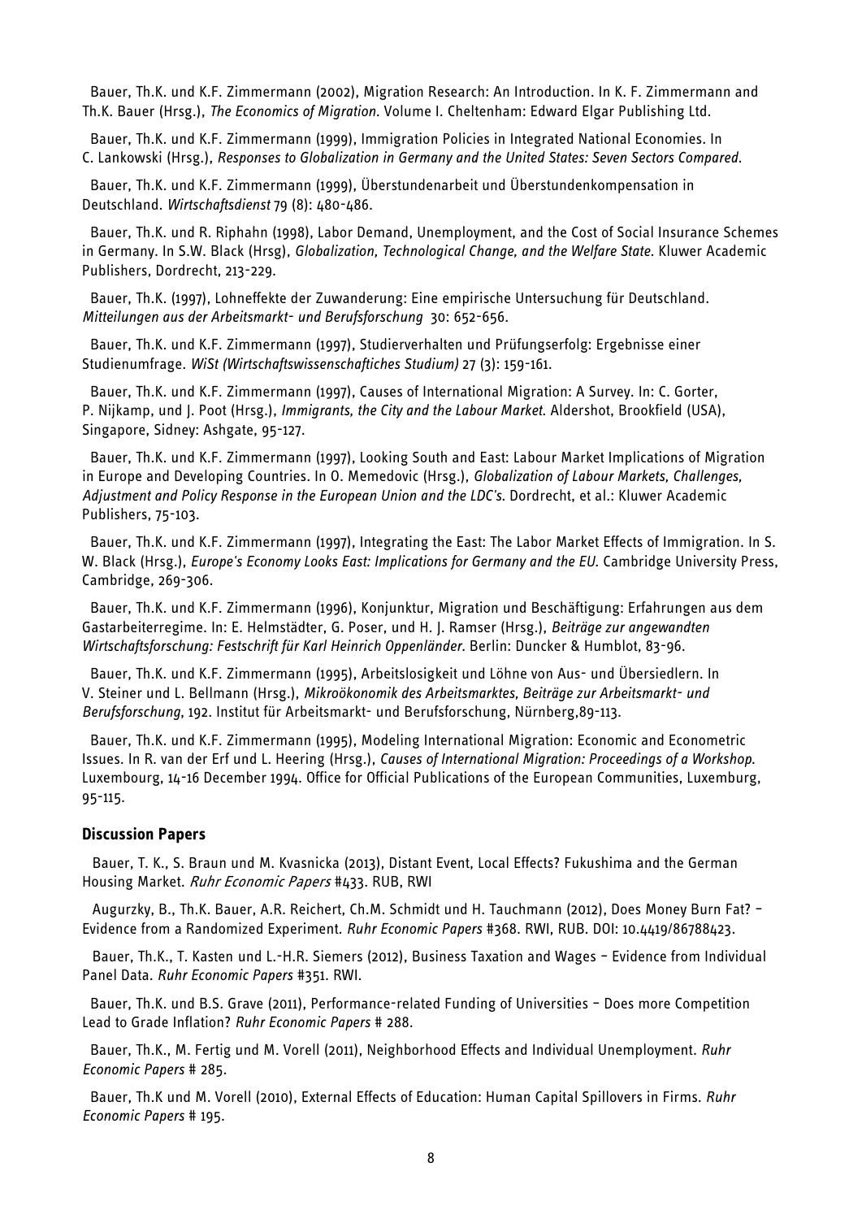Bauer, Th.K. und K.F. Zimmermann (2002), Migration Research: An Introduction. In K. F. Zimmermann and Th.K. Bauer (Hrsg.), *The Economics of Migration*. Volume I. Cheltenham: Edward Elgar Publishing Ltd.

Bauer, Th.K. und K.F. Zimmermann (1999), Immigration Policies in Integrated National Economies. In C. Lankowski (Hrsg.), *Responses to Globalization in Germany and the United States: Seven Sectors Compared*.

Bauer, Th.K. und K.F. Zimmermann (1999), Überstundenarbeit und Überstundenkompensation in Deutschland. *Wirtschaftsdienst* 79 (8): 480-486.

Bauer, Th.K. und R. Riphahn (1998), Labor Demand, Unemployment, and the Cost of Social Insurance Schemes in Germany. In S.W. Black (Hrsg), *Globalization, Technological Change, and the Welfare State*. Kluwer Academic Publishers, Dordrecht, 213-229.

Bauer, Th.K. (1997), Lohneffekte der Zuwanderung: Eine empirische Untersuchung für Deutschland. *Mitteilungen aus der Arbeitsmarkt- und Berufsforschung* 30: 652-656.

Bauer, Th.K. und K.F. Zimmermann (1997), Studierverhalten und Prüfungserfolg: Ergebnisse einer Studienumfrage. *WiSt (Wirtschaftswissenschaftiches Studium)* 27 (3): 159-161.

Bauer, Th.K. und K.F. Zimmermann (1997), Causes of International Migration: A Survey. In: C. Gorter, P. Nijkamp, und J. Poot (Hrsg.), *Immigrants, the City and the Labour Market*. Aldershot, Brookfield (USA), Singapore, Sidney: Ashgate, 95-127.

Bauer, Th.K. und K.F. Zimmermann (1997), Looking South and East: Labour Market Implications of Migration in Europe and Developing Countries. In O. Memedovic (Hrsg.), *Globalization of Labour Markets, Challenges, Adjustment and Policy Response in the European Union and the LDC's*. Dordrecht, et al.: Kluwer Academic Publishers, 75-103.

Bauer, Th.K. und K.F. Zimmermann (1997), Integrating the East: The Labor Market Effects of Immigration. In S. W. Black (Hrsg.), *Europe's Economy Looks East: Implications for Germany and the EU*. Cambridge University Press, Cambridge, 269-306.

Bauer, Th.K. und K.F. Zimmermann (1996), Konjunktur, Migration und Beschäftigung: Erfahrungen aus dem Gastarbeiterregime. In: E. Helmstädter, G. Poser, und H. J. Ramser (Hrsg.), *Beiträge zur angewandten Wirtschaftsforschung: Festschrift für Karl Heinrich Oppenländer*. Berlin: Duncker & Humblot, 83-96.

Bauer, Th.K. und K.F. Zimmermann (1995), Arbeitslosigkeit und Löhne von Aus- und Übersiedlern. In V. Steiner und L. Bellmann (Hrsg.), *Mikroökonomik des Arbeitsmarktes, Beiträge zur Arbeitsmarkt- und Berufsforschung*, 192. Institut für Arbeitsmarkt- und Berufsforschung, Nürnberg,89-113.

Bauer, Th.K. und K.F. Zimmermann (1995), Modeling International Migration: Economic and Econometric Issues. In R. van der Erf und L. Heering (Hrsg.), *Causes of International Migration: Proceedings of a Workshop*. Luxembourg, 14-16 December 1994. Office for Official Publications of the European Communities, Luxemburg, 95-115.

### Discussion Papers

Bauer, T. K., S. Braun und M. Kvasnicka (2013), Distant Event, Local Effects? Fukushima and the German Housing Market. *Ruhr Economic Papers* #433. RUB, RWI

Augurzky, B., Th.K. Bauer, A.R. Reichert, Ch.M. Schmidt und H. Tauchmann (2012), Does Money Burn Fat? – Evidence from a Randomized Experiment. *Ruhr Economic Papers* #368. RWI, RUB. DOI: 10.4419/86788423.

Bauer, Th.K., T. Kasten und L.-H.R. Siemers (2012), Business Taxation and Wages – Evidence from Individual Panel Data. *Ruhr Economic Papers* #351. RWI.

Bauer, Th.K. und B.S. Grave (2011), Performance-related Funding of Universities – Does more Competition Lead to Grade Inflation? *Ruhr Economic Papers* # 288.

Bauer, Th.K., M. Fertig und M. Vorell (2011), Neighborhood Effects and Individual Unemployment. *Ruhr Economic Papers* # 285.

Bauer, Th.K und M. Vorell (2010), External Effects of Education: Human Capital Spillovers in Firms. *Ruhr Economic Papers* # 195.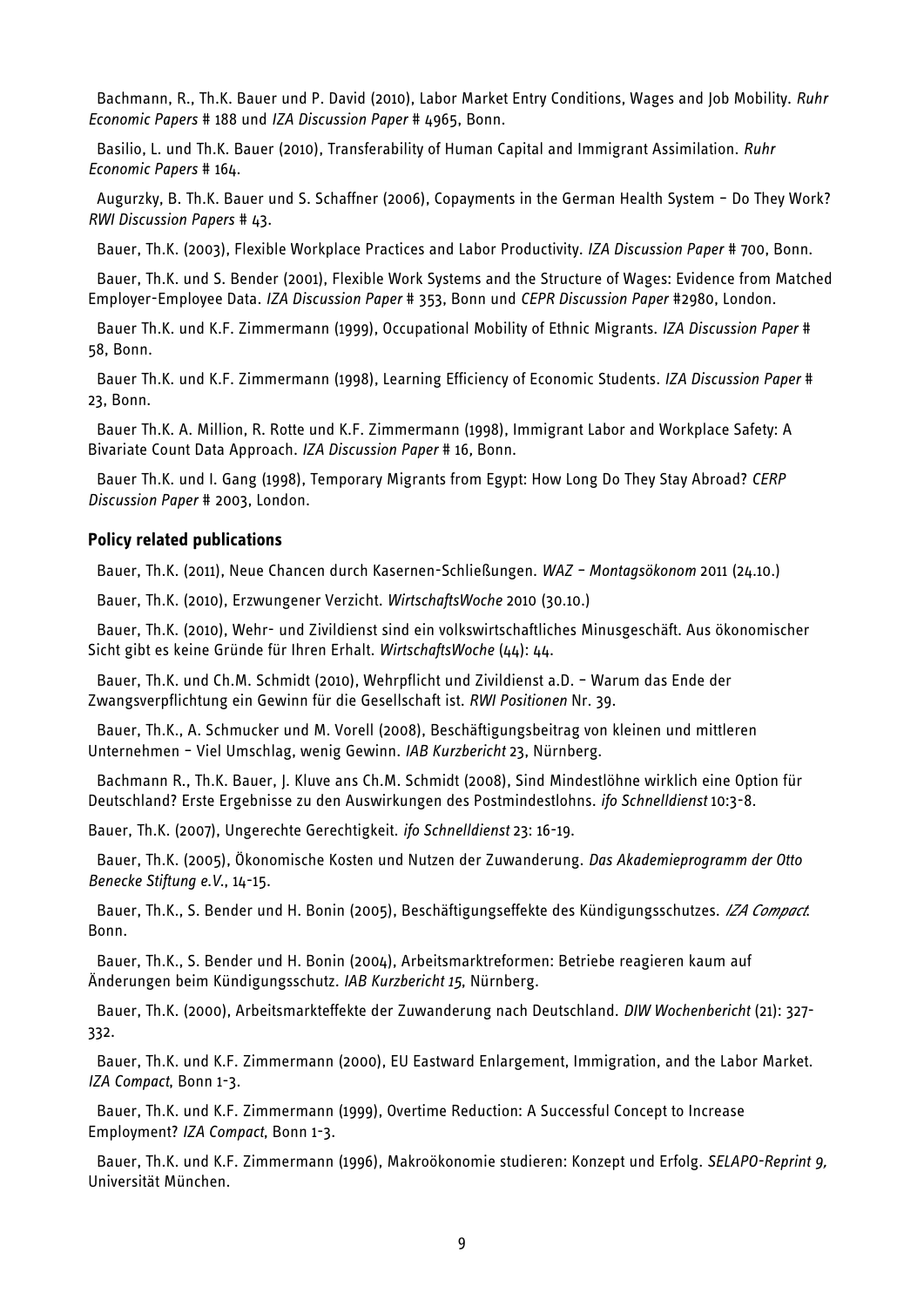Bachmann, R., Th.K. Bauer und P. David (2010), Labor Market Entry Conditions, Wages and Job Mobility. *Ruhr Economic Papers* # 188 und *IZA Discussion Paper* # 4965, Bonn.

Basilio, L. und Th.K. Bauer (2010), Transferability of Human Capital and Immigrant Assimilation. *Ruhr Economic Papers* # 164.

Augurzky, B. Th.K. Bauer und S. Schaffner (2006), Copayments in the German Health System – Do They Work? *RWI Discussion Papers* # 43.

Bauer, Th.K. (2003), Flexible Workplace Practices and Labor Productivity. *IZA Discussion Paper* # 700, Bonn.

Bauer, Th.K. und S. Bender (2001), Flexible Work Systems and the Structure of Wages: Evidence from Matched Employer-Employee Data. *IZA Discussion Paper* # 353, Bonn und *CEPR Discussion Paper* #2980, London.

Bauer Th.K. und K.F. Zimmermann (1999), Occupational Mobility of Ethnic Migrants. *IZA Discussion Paper* # 58, Bonn.

Bauer Th.K. und K.F. Zimmermann (1998), Learning Efficiency of Economic Students. *IZA Discussion Paper* # 23, Bonn.

Bauer Th.K. A. Million, R. Rotte und K.F. Zimmermann (1998), Immigrant Labor and Workplace Safety: A Bivariate Count Data Approach. *IZA Discussion Paper* # 16, Bonn.

Bauer Th.K. und I. Gang (1998), Temporary Migrants from Egypt: How Long Do They Stay Abroad? *CERP Discussion Paper* # 2003, London.

**Policy related publications**

Bauer, Th.K. (2011), Neue Chancen durch Kasernen-Schließungen. *WAZ – Montagsökonom* 2011 (24.10.)

Bauer, Th.K. (2010), Erzwungener Verzicht. *WirtschaftsWoche* 2010 (30.10.)

Bauer, Th.K. (2010), Wehr- und Zivildienst sind ein volkswirtschaftliches Minusgeschäft. Aus ökonomischer Sicht gibt es keine Gründe für Ihren Erhalt. *WirtschaftsWoche* (44): 44.

Bauer, Th.K. und Ch.M. Schmidt (2010), Wehrpflicht und Zivildienst a.D. – Warum das Ende der Zwangsverpflichtung ein Gewinn für die Gesellschaft ist. *RWI Positionen* Nr. 39.

Bauer, Th.K., A. Schmucker und M. Vorell (2008), Beschäftigungsbeitrag von kleinen und mittleren Unternehmen – Viel Umschlag, wenig Gewinn. *IAB Kurzbericht* 23, Nürnberg.

Bachmann R., Th.K. Bauer, J. Kluve ans Ch.M. Schmidt (2008), Sind Mindestlöhne wirklich eine Option für Deutschland? Erste Ergebnisse zu den Auswirkungen des Postmindestlohns. *ifo Schnelldienst* 10:3-8.

Bauer, Th.K. (2007), Ungerechte Gerechtigkeit. *ifo Schnelldienst* 23: 16-19.

Bauer, Th.K. (2005), Ökonomische Kosten und Nutzen der Zuwanderung. *Das Akademieprogramm der Otto Benecke Stiftung e.V.*, 14-15.

Bauer, Th.K., S. Bender und H. Bonin (2005), Beschäftigungseffekte des Kündigungsschutzes. *IZA Compact*: Bonn.

Bauer, Th.K., S. Bender und H. Bonin (2004), Arbeitsmarktreformen: Betriebe reagieren kaum auf Änderungen beim Kündigungsschutz. *IAB Kurzbericht 15*, Nürnberg.

Bauer, Th.K. (2000), Arbeitsmarkteffekte der Zuwanderung nach Deutschland. *DIW Wochenbericht* (21): 327-332.

Bauer, Th.K. und K.F. Zimmermann (2000), EU Eastward Enlargement, Immigration, and the Labor Market. *IZA Compact*, Bonn 1-3.

Bauer, Th.K. und K.F. Zimmermann (1999), Overtime Reduction: A Successful Concept to Increase Employment? *IZA Compact*, Bonn 1-3.

Bauer, Th.K. und K.F. Zimmermann (1996), Makroökonomie studieren: Konzept und Erfolg. *SELAPO-Reprint 9,* Universität München.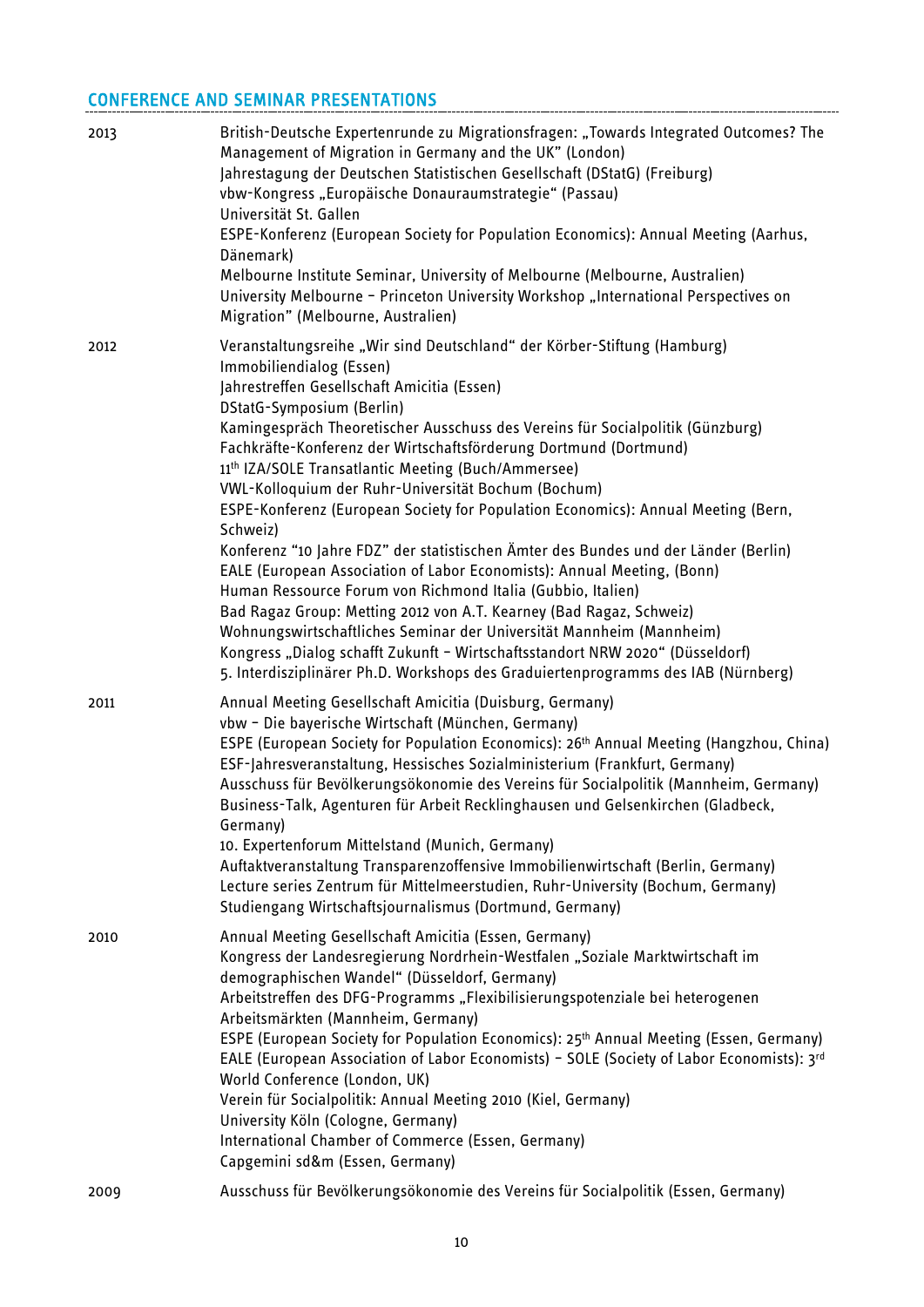## CONFERENCE AND SEMINAR PRESENTATIONS

| | |
|---|---|
| 2013 | British-Deutsche Expertenrunde zu Migrationsfragen: „Towards Integrated Outcomes? The Management of Migration in Germany and the UK" (London)<br>Jahrestagung der Deutschen Statistischen Gesellschaft (DStatG) (Freiburg)<br>vbw-Kongress „Europäische Donauraumstrategie" (Passau)<br>Universität St. Gallen<br>ESPE-Konferenz (European Society for Population Economics): Annual Meeting (Aarhus, Dänemark)<br>Melbourne Institute Seminar, University of Melbourne (Melbourne, Australien)<br>University Melbourne – Princeton University Workshop „International Perspectives on Migration" (Melbourne, Australien) |
| 2012 | Veranstaltungsreihe „Wir sind Deutschland" der Körber-Stiftung (Hamburg)<br>Immobiliendialog (Essen)<br>Jahrestreffen Gesellschaft Amicitia (Essen)<br>DStatG-Symposium (Berlin)<br>Kamingespräch Theoretischer Ausschuss des Vereins für Socialpolitik (Günzburg)<br>Fachkräfte-Konferenz der Wirtschaftsförderung Dortmund (Dortmund)<br>11th IZA/SOLE Transatlantic Meeting (Buch/Ammersee)<br>VWL-Kolloquium der Ruhr-Universität Bochum (Bochum)<br>ESPE-Konferenz (European Society for Population Economics): Annual Meeting (Bern, Schweiz)<br>Konferenz "10 Jahre FDZ" der statistischen Ämter des Bundes und der Länder (Berlin)<br>EALE (European Association of Labor Economists): Annual Meeting, (Bonn)<br>Human Ressource Forum von Richmond Italia (Gubbio, Italien)<br>Bad Ragaz Group: Metting 2012 von A.T. Kearney (Bad Ragaz, Schweiz)<br>Wohnungswirtschaftliches Seminar der Universität Mannheim (Mannheim)<br>Kongress „Dialog schafft Zukunft – Wirtschaftsstandort NRW 2020" (Düsseldorf)<br>5. Interdisziplinärer Ph.D. Workshops des Graduiertenprogramms des IAB (Nürnberg) |
| 2011 | Annual Meeting Gesellschaft Amicitia (Duisburg, Germany)<br>vbw – Die bayerische Wirtschaft (München, Germany)<br>ESPE (European Society for Population Economics): 26th Annual Meeting (Hangzhou, China)<br>ESF-Jahresveranstaltung, Hessisches Sozialministerium (Frankfurt, Germany)<br>Ausschuss für Bevölkerungsökonomie des Vereins für Socialpolitik (Mannheim, Germany)<br>Business-Talk, Agenturen für Arbeit Recklinghausen und Gelsenkirchen (Gladbeck, Germany)<br>10. Expertenforum Mittelstand (Munich, Germany)<br>Auftaktveranstaltung Transparenzoffensive Immobilienwirtschaft (Berlin, Germany)<br>Lecture series Zentrum für Mittelmeerstudien, Ruhr-University (Bochum, Germany)<br>Studiengang Wirtschaftsjournalismus (Dortmund, Germany) |
| 2010 | Annual Meeting Gesellschaft Amicitia (Essen, Germany)<br>Kongress der Landesregierung Nordrhein-Westfalen „Soziale Marktwirtschaft im demographischen Wandel" (Düsseldorf, Germany)<br>Arbeitstreffen des DFG-Programms „Flexibilisierungspotenziale bei heterogenen Arbeitsmärkten (Mannheim, Germany)<br>ESPE (European Society for Population Economics): 25th Annual Meeting (Essen, Germany)<br>EALE (European Association of Labor Economists) – SOLE (Society of Labor Economists): 3rd World Conference (London, UK)<br>Verein für Socialpolitik: Annual Meeting 2010 (Kiel, Germany)<br>University Köln (Cologne, Germany)<br>International Chamber of Commerce (Essen, Germany)<br>Capgemini sd&m (Essen, Germany) |
| 2009 | Ausschuss für Bevölkerungsökonomie des Vereins für Socialpolitik (Essen, Germany) |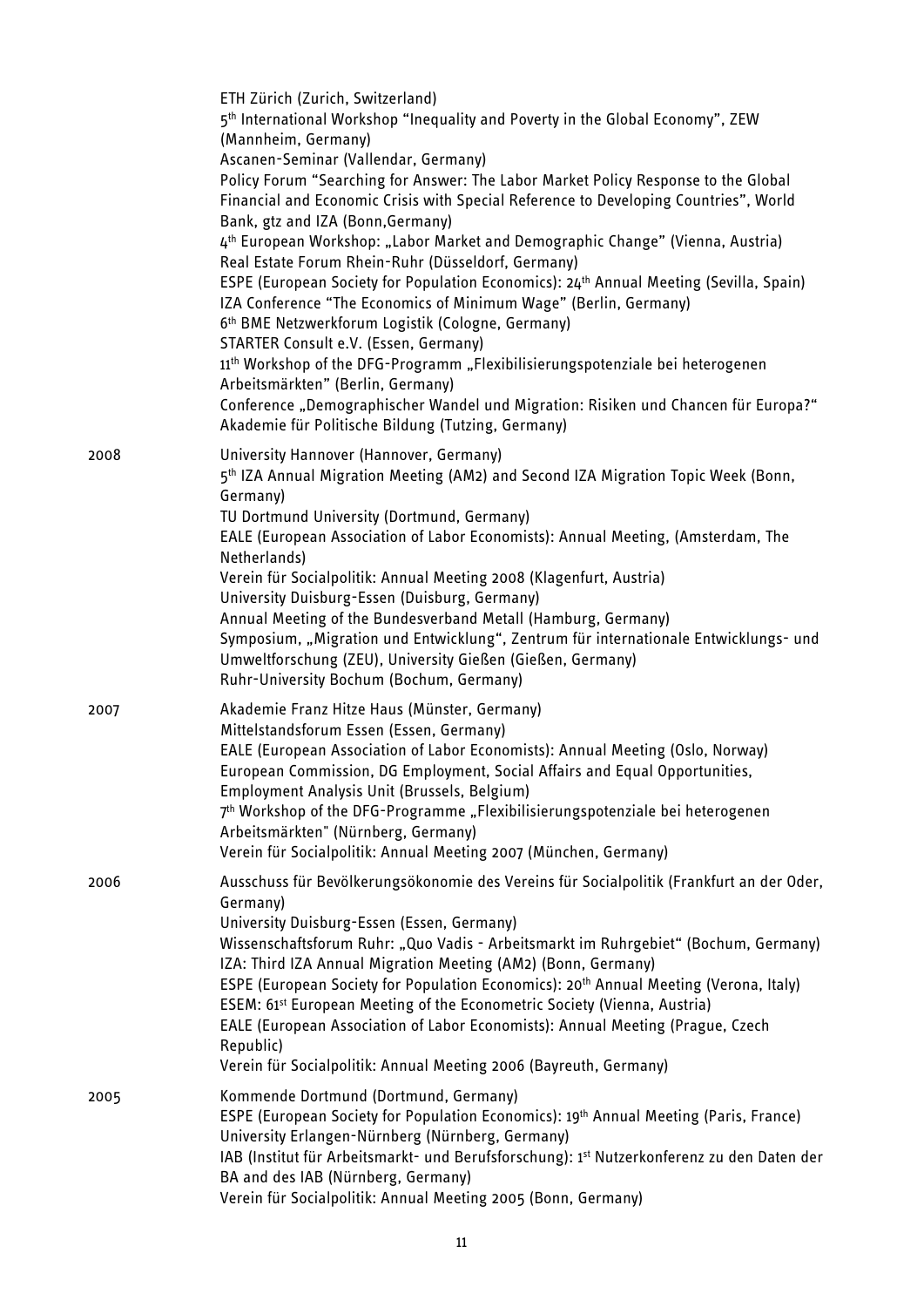ETH Zürich (Zurich, Switzerland)
5th International Workshop "Inequality and Poverty in the Global Economy", ZEW (Mannheim, Germany)
Ascanen-Seminar (Vallendar, Germany)
Policy Forum "Searching for Answer: The Labor Market Policy Response to the Global Financial and Economic Crisis with Special Reference to Developing Countries", World Bank, gtz and IZA (Bonn,Germany)
4th European Workshop: „Labor Market and Demographic Change" (Vienna, Austria)
Real Estate Forum Rhein-Ruhr (Düsseldorf, Germany)
ESPE (European Society for Population Economics): 24th Annual Meeting (Sevilla, Spain)
IZA Conference "The Economics of Minimum Wage" (Berlin, Germany)
6th BME Netzwerkforum Logistik (Cologne, Germany)
STARTER Consult e.V. (Essen, Germany)
11th Workshop of the DFG-Programm „Flexibilisierungspotenziale bei heterogenen Arbeitsmärkten" (Berlin, Germany)
Conference „Demographischer Wandel und Migration: Risiken und Chancen für Europa?" Akademie für Politische Bildung (Tutzing, Germany)

2008
University Hannover (Hannover, Germany)
5th IZA Annual Migration Meeting (AM2) and Second IZA Migration Topic Week (Bonn, Germany)
TU Dortmund University (Dortmund, Germany)
EALE (European Association of Labor Economists): Annual Meeting, (Amsterdam, The Netherlands)
Verein für Socialpolitik: Annual Meeting 2008 (Klagenfurt, Austria)
University Duisburg-Essen (Duisburg, Germany)
Annual Meeting of the Bundesverband Metall (Hamburg, Germany)
Symposium, „Migration und Entwicklung", Zentrum für internationale Entwicklungs- und Umweltforschung (ZEU), University Gießen (Gießen, Germany)
Ruhr-University Bochum (Bochum, Germany)

2007
Akademie Franz Hitze Haus (Münster, Germany)
Mittelstandsforum Essen (Essen, Germany)
EALE (European Association of Labor Economists): Annual Meeting (Oslo, Norway)
European Commission, DG Employment, Social Affairs and Equal Opportunities, Employment Analysis Unit (Brussels, Belgium)
7th Workshop of the DFG-Programme „Flexibilisierungspotenziale bei heterogenen Arbeitsmärkten" (Nürnberg, Germany)
Verein für Socialpolitik: Annual Meeting 2007 (München, Germany)

2006
Ausschuss für Bevölkerungsökonomie des Vereins für Socialpolitik (Frankfurt an der Oder, Germany)
University Duisburg-Essen (Essen, Germany)
Wissenschaftsforum Ruhr: „Quo Vadis - Arbeitsmarkt im Ruhrgebiet" (Bochum, Germany)
IZA: Third IZA Annual Migration Meeting (AM2) (Bonn, Germany)
ESPE (European Society for Population Economics): 20th Annual Meeting (Verona, Italy)
ESEM: 61st European Meeting of the Econometric Society (Vienna, Austria)
EALE (European Association of Labor Economists): Annual Meeting (Prague, Czech Republic)
Verein für Socialpolitik: Annual Meeting 2006 (Bayreuth, Germany)

2005
Kommende Dortmund (Dortmund, Germany)
ESPE (European Society for Population Economics): 19th Annual Meeting (Paris, France)
University Erlangen-Nürnberg (Nürnberg, Germany)
IAB (Institut für Arbeitsmarkt- und Berufsforschung): 1st Nutzerkonferenz zu den Daten der BA and des IAB (Nürnberg, Germany)
Verein für Socialpolitik: Annual Meeting 2005 (Bonn, Germany)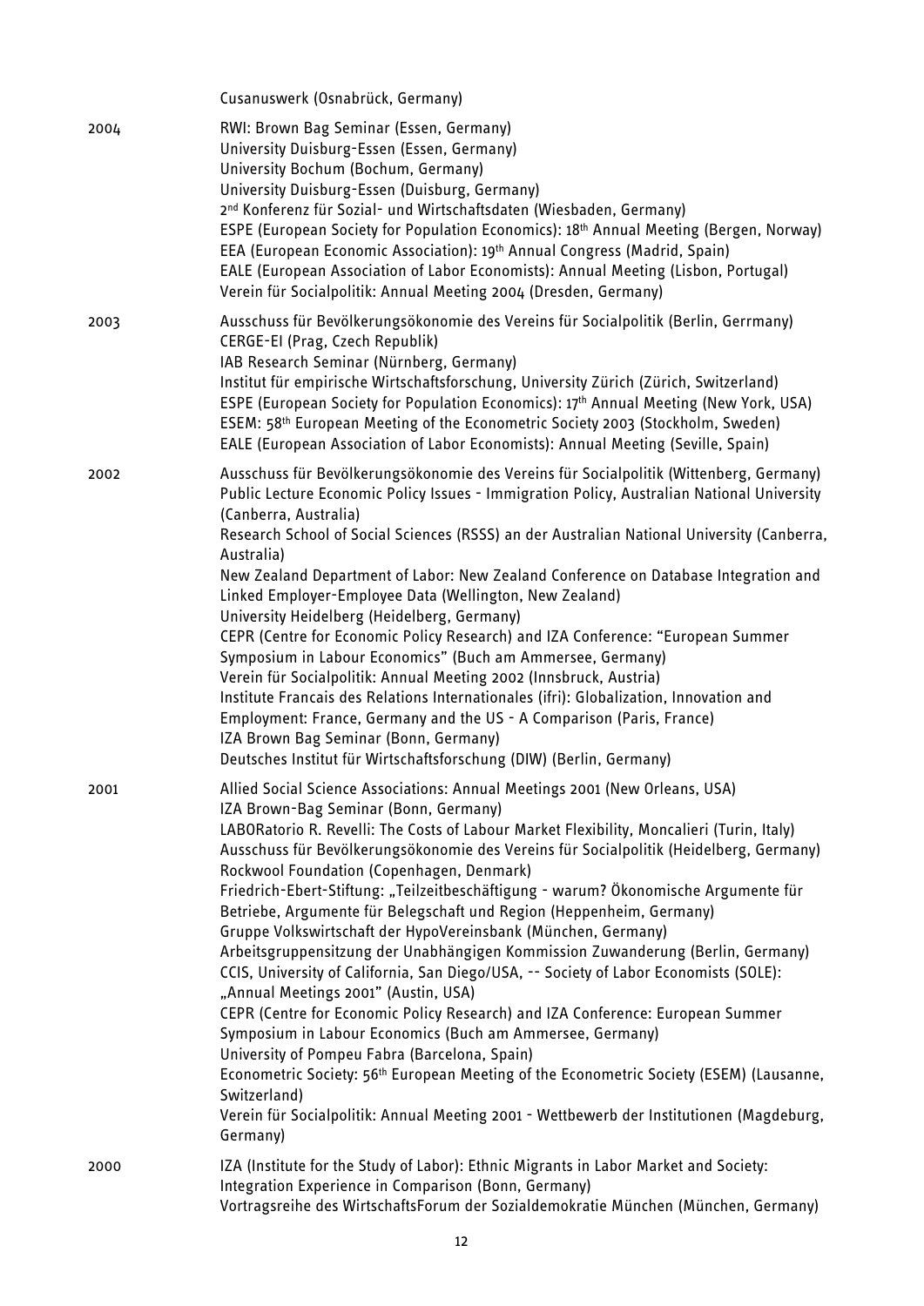|  | Cusanuswerk (Osnabrück, Germany) |
|---|---|
| 2004 | RWI: Brown Bag Seminar (Essen, Germany)<br>University Duisburg-Essen (Essen, Germany)<br>University Bochum (Bochum, Germany)<br>University Duisburg-Essen (Duisburg, Germany)<br>2nd Konferenz für Sozial- und Wirtschaftsdaten (Wiesbaden, Germany)<br>ESPE (European Society for Population Economics): 18th Annual Meeting (Bergen, Norway)<br>EEA (European Economic Association): 19th Annual Congress (Madrid, Spain)<br>EALE (European Association of Labor Economists): Annual Meeting (Lisbon, Portugal)<br>Verein für Socialpolitik: Annual Meeting 2004 (Dresden, Germany) |
| 2003 | Ausschuss für Bevölkerungsökonomie des Vereins für Socialpolitik (Berlin, Gerrmany)<br>CERGE-EI (Prag, Czech Republik)<br>IAB Research Seminar (Nürnberg, Germany)<br>Institut für empirische Wirtschaftsforschung, University Zürich (Zürich, Switzerland)<br>ESPE (European Society for Population Economics): 17th Annual Meeting (New York, USA)<br>ESEM: 58th European Meeting of the Econometric Society 2003 (Stockholm, Sweden)<br>EALE (European Association of Labor Economists): Annual Meeting (Seville, Spain) |
| 2002 | Ausschuss für Bevölkerungsökonomie des Vereins für Socialpolitik (Wittenberg, Germany)<br>Public Lecture Economic Policy Issues - Immigration Policy, Australian National University (Canberra, Australia)<br>Research School of Social Sciences (RSSS) an der Australian National University (Canberra, Australia)<br>New Zealand Department of Labor: New Zealand Conference on Database Integration and Linked Employer-Employee Data (Wellington, New Zealand)<br>University Heidelberg (Heidelberg, Germany)<br>CEPR (Centre for Economic Policy Research) and IZA Conference: "European Summer Symposium in Labour Economics" (Buch am Ammersee, Germany)<br>Verein für Socialpolitik: Annual Meeting 2002 (Innsbruck, Austria)<br>Institute Francais des Relations Internationales (ifri): Globalization, Innovation and Employment: France, Germany and the US - A Comparison (Paris, France)<br>IZA Brown Bag Seminar (Bonn, Germany)<br>Deutsches Institut für Wirtschaftsforschung (DIW) (Berlin, Germany) |
| 2001 | Allied Social Science Associations: Annual Meetings 2001 (New Orleans, USA)<br>IZA Brown-Bag Seminar (Bonn, Germany)<br>LABORatorio R. Revelli: The Costs of Labour Market Flexibility, Moncalieri (Turin, Italy)<br>Ausschuss für Bevölkerungsökonomie des Vereins für Socialpolitik (Heidelberg, Germany)<br>Rockwool Foundation (Copenhagen, Denmark)<br>Friedrich-Ebert-Stiftung: „Teilzeitbeschäftigung - warum? Ökonomische Argumente für Betriebe, Argumente für Belegschaft und Region (Heppenheim, Germany)<br>Gruppe Volkswirtschaft der HypoVereinsbank (München, Germany)<br>Arbeitsgruppensitzung der Unabhängigen Kommission Zuwanderung (Berlin, Germany)<br>CCIS, University of California, San Diego/USA, -- Society of Labor Economists (SOLE): „Annual Meetings 2001" (Austin, USA)<br>CEPR (Centre for Economic Policy Research) and IZA Conference: European Summer Symposium in Labour Economics (Buch am Ammersee, Germany)<br>University of Pompeu Fabra (Barcelona, Spain)<br>Econometric Society: 56th European Meeting of the Econometric Society (ESEM) (Lausanne, Switzerland)<br>Verein für Socialpolitik: Annual Meeting 2001 - Wettbewerb der Institutionen (Magdeburg, Germany) |
| 2000 | IZA (Institute for the Study of Labor): Ethnic Migrants in Labor Market and Society: Integration Experience in Comparison (Bonn, Germany)<br>Vortragsreihe des WirtschaftsForum der Sozialdemokratie München (München, Germany) |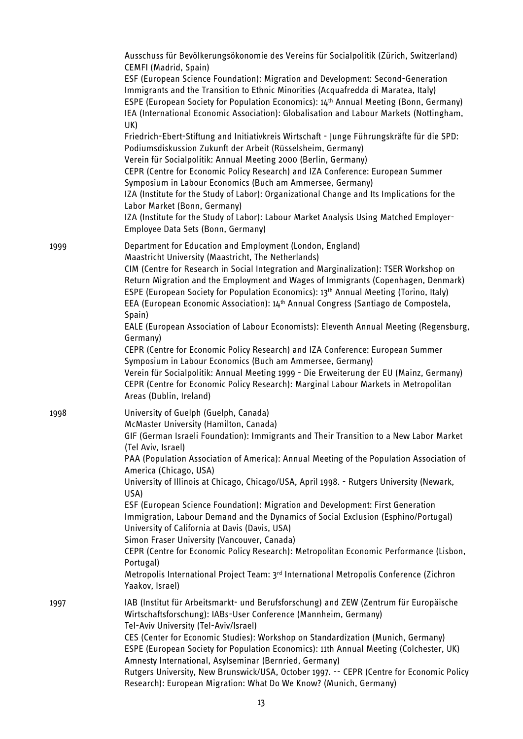Ausschuss für Bevölkerungsökonomie des Vereins für Socialpolitik (Zürich, Switzerland)
CEMFI (Madrid, Spain)
ESF (European Science Foundation): Migration and Development: Second-Generation Immigrants and the Transition to Ethnic Minorities (Acquafredda di Maratea, Italy)
ESPE (European Society for Population Economics): 14th Annual Meeting (Bonn, Germany)
IEA (International Economic Association): Globalisation and Labour Markets (Nottingham, UK)
Friedrich-Ebert-Stiftung and Initiativkreis Wirtschaft - Junge Führungskräfte für die SPD: Podiumsdiskussion Zukunft der Arbeit (Rüsselsheim, Germany)
Verein für Socialpolitik: Annual Meeting 2000 (Berlin, Germany)
CEPR (Centre for Economic Policy Research) and IZA Conference: European Summer Symposium in Labour Economics (Buch am Ammersee, Germany)
IZA (Institute for the Study of Labor): Organizational Change and Its Implications for the Labor Market (Bonn, Germany)
IZA (Institute for the Study of Labor): Labour Market Analysis Using Matched Employer-Employee Data Sets (Bonn, Germany)

1999
Department for Education and Employment (London, England)
Maastricht University (Maastricht, The Netherlands)
CIM (Centre for Research in Social Integration and Marginalization): TSER Workshop on Return Migration and the Employment and Wages of Immigrants (Copenhagen, Denmark)
ESPE (European Society for Population Economics): 13th Annual Meeting (Torino, Italy)
EEA (European Economic Association): 14th Annual Congress (Santiago de Compostela, Spain)
EALE (European Association of Labour Economists): Eleventh Annual Meeting (Regensburg, Germany)
CEPR (Centre for Economic Policy Research) and IZA Conference: European Summer Symposium in Labour Economics (Buch am Ammersee, Germany)
Verein für Socialpolitik: Annual Meeting 1999 - Die Erweiterung der EU (Mainz, Germany)
CEPR (Centre for Economic Policy Research): Marginal Labour Markets in Metropolitan Areas (Dublin, Ireland)

1998
University of Guelph (Guelph, Canada)
McMaster University (Hamilton, Canada)
GIF (German Israeli Foundation): Immigrants and Their Transition to a New Labor Market (Tel Aviv, Israel)
PAA (Population Association of America): Annual Meeting of the Population Association of America (Chicago, USA)
University of Illinois at Chicago, Chicago/USA, April 1998. - Rutgers University (Newark, USA)
ESF (European Science Foundation): Migration and Development: First Generation Immigration, Labour Demand and the Dynamics of Social Exclusion (Esphino/Portugal)
University of California at Davis (Davis, USA)
Simon Fraser University (Vancouver, Canada)
CEPR (Centre for Economic Policy Research): Metropolitan Economic Performance (Lisbon, Portugal)
Metropolis International Project Team: 3rd International Metropolis Conference (Zichron Yaakov, Israel)

1997
IAB (Institut für Arbeitsmarkt- und Berufsforschung) and ZEW (Zentrum für Europäische Wirtschaftsforschung): IABs-User Conference (Mannheim, Germany)
Tel-Aviv University (Tel-Aviv/Israel)
CES (Center for Economic Studies): Workshop on Standardization (Munich, Germany)
ESPE (European Society for Population Economics): 11th Annual Meeting (Colchester, UK)
Amnesty International, Asylseminar (Bernried, Germany)
Rutgers University, New Brunswick/USA, October 1997. -- CEPR (Centre for Economic Policy Research): European Migration: What Do We Know? (Munich, Germany)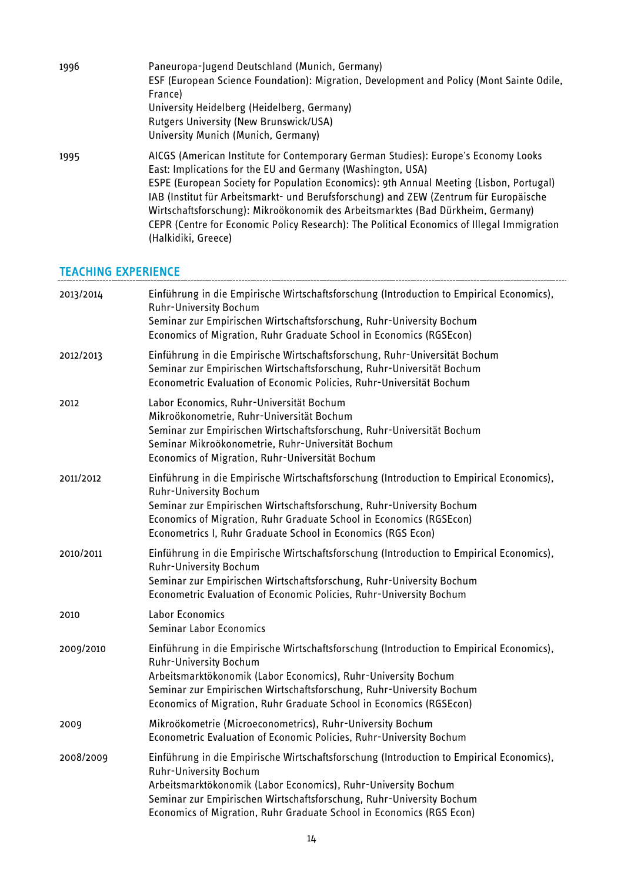| | |
|---|---|
| 1996 | Paneuropa-Jugend Deutschland (Munich, Germany)<br>ESF (European Science Foundation): Migration, Development and Policy (Mont Sainte Odile, France)<br>University Heidelberg (Heidelberg, Germany)<br>Rutgers University (New Brunswick/USA)<br>University Munich (Munich, Germany) |
| 1995 | AICGS (American Institute for Contemporary German Studies): Europe's Economy Looks East: Implications for the EU and Germany (Washington, USA)<br>ESPE (European Society for Population Economics): 9th Annual Meeting (Lisbon, Portugal)<br>IAB (Institut für Arbeitsmarkt- und Berufsforschung) and ZEW (Zentrum für Europäische Wirtschaftsforschung): Mikroökonomik des Arbeitsmarktes (Bad Dürkheim, Germany)<br>CEPR (Centre for Economic Policy Research): The Political Economics of Illegal Immigration (Halkidiki, Greece) |

## TEACHING EXPERIENCE

| | |
|---|---|
| 2013/2014 | Einführung in die Empirische Wirtschaftsforschung (Introduction to Empirical Economics), Ruhr-University Bochum<br>Seminar zur Empirischen Wirtschaftsforschung, Ruhr-University Bochum<br>Economics of Migration, Ruhr Graduate School in Economics (RGSEcon) |
| 2012/2013 | Einführung in die Empirische Wirtschaftsforschung, Ruhr-Universität Bochum<br>Seminar zur Empirischen Wirtschaftsforschung, Ruhr-Universität Bochum<br>Econometric Evaluation of Economic Policies, Ruhr-Universität Bochum |
| 2012 | Labor Economics, Ruhr-Universität Bochum<br>Mikroökonometrie, Ruhr-Universität Bochum<br>Seminar zur Empirischen Wirtschaftsforschung, Ruhr-Universität Bochum<br>Seminar Mikroökonometrie, Ruhr-Universität Bochum<br>Economics of Migration, Ruhr-Universität Bochum |
| 2011/2012 | Einführung in die Empirische Wirtschaftsforschung (Introduction to Empirical Economics), Ruhr-University Bochum<br>Seminar zur Empirischen Wirtschaftsforschung, Ruhr-University Bochum<br>Economics of Migration, Ruhr Graduate School in Economics (RGSEcon)<br>Econometrics I, Ruhr Graduate School in Economics (RGS Econ) |
| 2010/2011 | Einführung in die Empirische Wirtschaftsforschung (Introduction to Empirical Economics), Ruhr-University Bochum<br>Seminar zur Empirischen Wirtschaftsforschung, Ruhr-University Bochum<br>Econometric Evaluation of Economic Policies, Ruhr-University Bochum |
| 2010 | Labor Economics<br>Seminar Labor Economics |
| 2009/2010 | Einführung in die Empirische Wirtschaftsforschung (Introduction to Empirical Economics), Ruhr-University Bochum<br>Arbeitsmarktökonomik (Labor Economics), Ruhr-University Bochum<br>Seminar zur Empirischen Wirtschaftsforschung, Ruhr-University Bochum<br>Economics of Migration, Ruhr Graduate School in Economics (RGSEcon) |
| 2009 | Mikroökometrie (Microeconometrics), Ruhr-University Bochum<br>Econometric Evaluation of Economic Policies, Ruhr-University Bochum |
| 2008/2009 | Einführung in die Empirische Wirtschaftsforschung (Introduction to Empirical Economics), Ruhr-University Bochum<br>Arbeitsmarktökonomik (Labor Economics), Ruhr-University Bochum<br>Seminar zur Empirischen Wirtschaftsforschung, Ruhr-University Bochum<br>Economics of Migration, Ruhr Graduate School in Economics (RGS Econ) |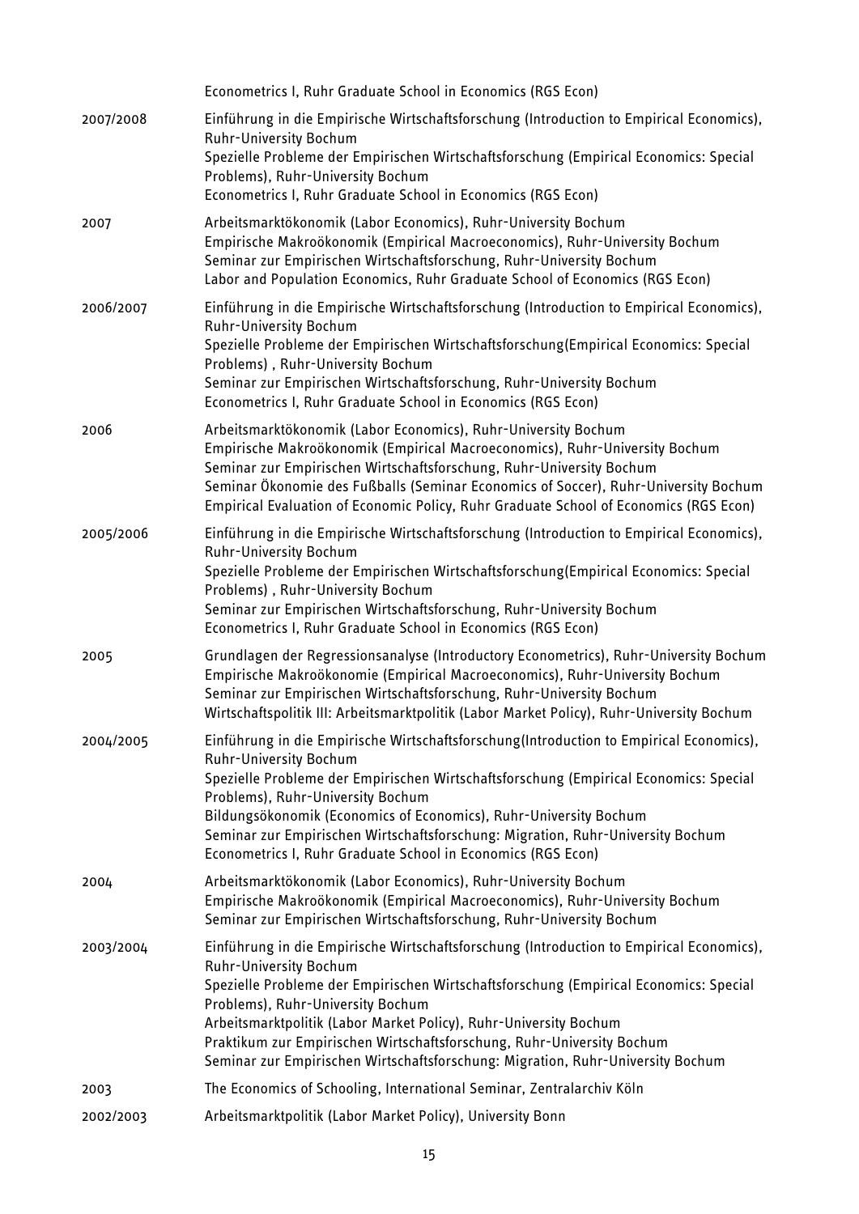| | |
|---|---|
| | Econometrics I, Ruhr Graduate School in Economics (RGS Econ) |
| 2007/2008 | Einführung in die Empirische Wirtschaftsforschung (Introduction to Empirical Economics), Ruhr-University Bochum<br>Spezielle Probleme der Empirischen Wirtschaftsforschung (Empirical Economics: Special Problems), Ruhr-University Bochum<br>Econometrics I, Ruhr Graduate School in Economics (RGS Econ) |
| 2007 | Arbeitsmarktökonomik (Labor Economics), Ruhr-University Bochum<br>Empirische Makroökonomik (Empirical Macroeconomics), Ruhr-University Bochum<br>Seminar zur Empirischen Wirtschaftsforschung, Ruhr-University Bochum<br>Labor and Population Economics, Ruhr Graduate School of Economics (RGS Econ) |
| 2006/2007 | Einführung in die Empirische Wirtschaftsforschung (Introduction to Empirical Economics), Ruhr-University Bochum<br>Spezielle Probleme der Empirischen Wirtschaftsforschung(Empirical Economics: Special Problems) , Ruhr-University Bochum<br>Seminar zur Empirischen Wirtschaftsforschung, Ruhr-University Bochum<br>Econometrics I, Ruhr Graduate School in Economics (RGS Econ) |
| 2006 | Arbeitsmarktökonomik (Labor Economics), Ruhr-University Bochum<br>Empirische Makroökonomik (Empirical Macroeconomics), Ruhr-University Bochum<br>Seminar zur Empirischen Wirtschaftsforschung, Ruhr-University Bochum<br>Seminar Ökonomie des Fußballs (Seminar Economics of Soccer), Ruhr-University Bochum<br>Empirical Evaluation of Economic Policy, Ruhr Graduate School of Economics (RGS Econ) |
| 2005/2006 | Einführung in die Empirische Wirtschaftsforschung (Introduction to Empirical Economics), Ruhr-University Bochum<br>Spezielle Probleme der Empirischen Wirtschaftsforschung(Empirical Economics: Special Problems) , Ruhr-University Bochum<br>Seminar zur Empirischen Wirtschaftsforschung, Ruhr-University Bochum<br>Econometrics I, Ruhr Graduate School in Economics (RGS Econ) |
| 2005 | Grundlagen der Regressionsanalyse (Introductory Econometrics), Ruhr-University Bochum<br>Empirische Makroökonomie (Empirical Macroeconomics), Ruhr-University Bochum<br>Seminar zur Empirischen Wirtschaftsforschung, Ruhr-University Bochum<br>Wirtschaftspolitik III: Arbeitsmarktpolitik (Labor Market Policy), Ruhr-University Bochum |
| 2004/2005 | Einführung in die Empirische Wirtschaftsforschung(Introduction to Empirical Economics), Ruhr-University Bochum<br>Spezielle Probleme der Empirischen Wirtschaftsforschung (Empirical Economics: Special Problems), Ruhr-University Bochum<br>Bildungsökonomik (Economics of Economics), Ruhr-University Bochum<br>Seminar zur Empirischen Wirtschaftsforschung: Migration, Ruhr-University Bochum<br>Econometrics I, Ruhr Graduate School in Economics (RGS Econ) |
| 2004 | Arbeitsmarktökonomik (Labor Economics), Ruhr-University Bochum<br>Empirische Makroökonomik (Empirical Macroeconomics), Ruhr-University Bochum<br>Seminar zur Empirischen Wirtschaftsforschung, Ruhr-University Bochum |
| 2003/2004 | Einführung in die Empirische Wirtschaftsforschung (Introduction to Empirical Economics), Ruhr-University Bochum<br>Spezielle Probleme der Empirischen Wirtschaftsforschung (Empirical Economics: Special Problems), Ruhr-University Bochum<br>Arbeitsmarktpolitik (Labor Market Policy), Ruhr-University Bochum<br>Praktikum zur Empirischen Wirtschaftsforschung, Ruhr-University Bochum<br>Seminar zur Empirischen Wirtschaftsforschung: Migration, Ruhr-University Bochum |
| 2003 | The Economics of Schooling, International Seminar, Zentralarchiv Köln |
| 2002/2003 | Arbeitsmarktpolitik (Labor Market Policy), University Bonn |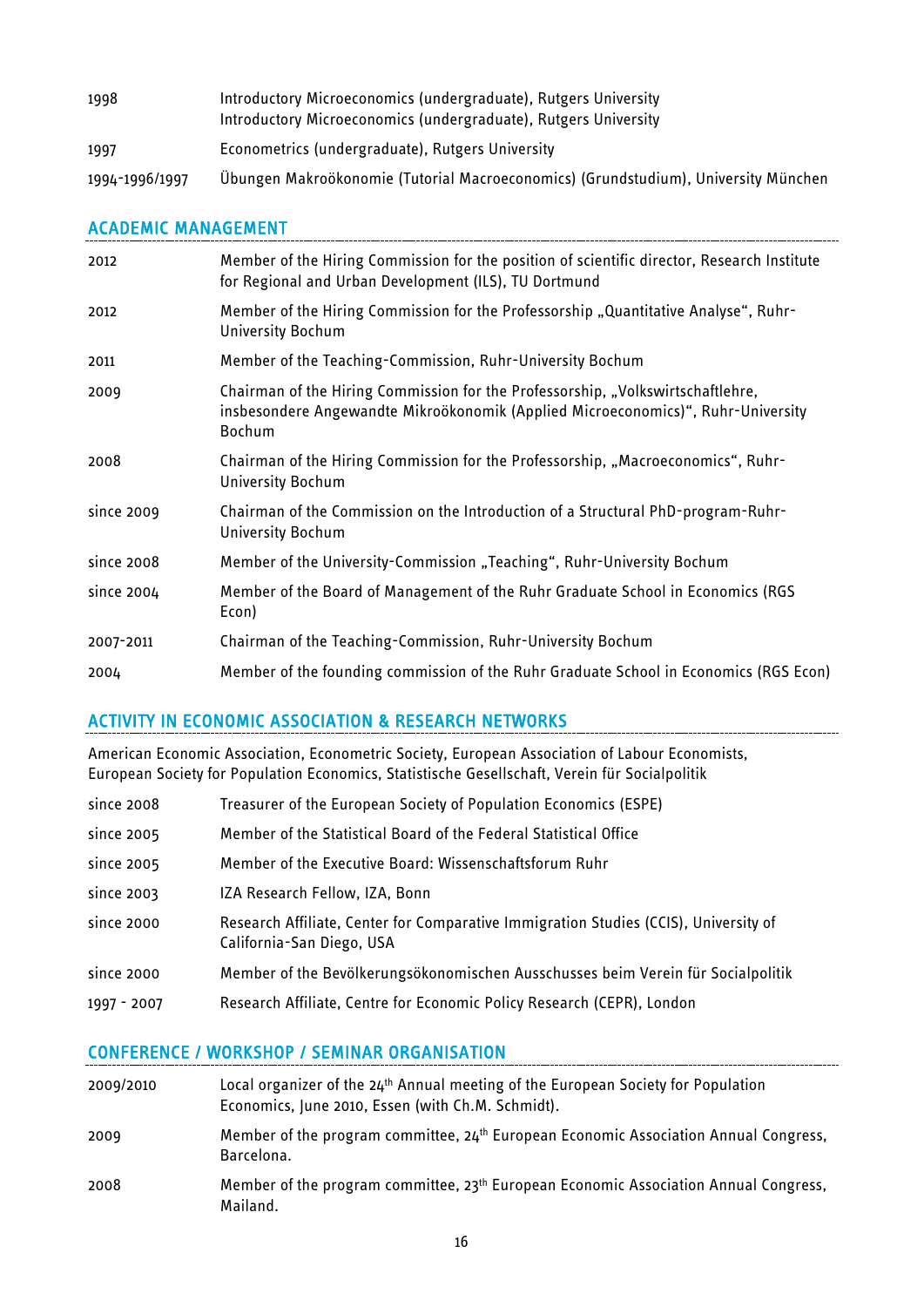| | |
|---|---|
| 1998 | Introductory Microeconomics (undergraduate), Rutgers University<br>Introductory Microeconomics (undergraduate), Rutgers University |
| 1997 | Econometrics (undergraduate), Rutgers University |
| 1994-1996/1997 | Übungen Makroökonomie (Tutorial Macroeconomics) (Grundstudium), University München |

## ACADEMIC MANAGEMENT

| | |
|---|---|
| 2012 | Member of the Hiring Commission for the position of scientific director, Research Institute for Regional and Urban Development (ILS), TU Dortmund |
| 2012 | Member of the Hiring Commission for the Professorship „Quantitative Analyse“, Ruhr-University Bochum |
| 2011 | Member of the Teaching-Commission, Ruhr-University Bochum |
| 2009 | Chairman of the Hiring Commission for the Professorship, „Volkswirtschaftlehre, insbesondere Angewandte Mikroökonomik (Applied Microeconomics)“, Ruhr-University Bochum |
| 2008 | Chairman of the Hiring Commission for the Professorship, „Macroeconomics“, Ruhr-University Bochum |
| since 2009 | Chairman of the Commission on the Introduction of a Structural PhD-program-Ruhr-University Bochum |
| since 2008 | Member of the University-Commission „Teaching“, Ruhr-University Bochum |
| since 2004 | Member of the Board of Management of the Ruhr Graduate School in Economics (RGS Econ) |
| 2007-2011 | Chairman of the Teaching-Commission, Ruhr-University Bochum |
| 2004 | Member of the founding commission of the Ruhr Graduate School in Economics (RGS Econ) |

## ACTIVITY IN ECONOMIC ASSOCIATION & RESEARCH NETWORKS

American Economic Association, Econometric Society, European Association of Labour Economists, European Society for Population Economics, Statistische Gesellschaft, Verein für Socialpolitik

| | |
|---|---|
| since 2008 | Treasurer of the European Society of Population Economics (ESPE) |
| since 2005 | Member of the Statistical Board of the Federal Statistical Office |
| since 2005 | Member of the Executive Board: Wissenschaftsforum Ruhr |
| since 2003 | IZA Research Fellow, IZA, Bonn |
| since 2000 | Research Affiliate, Center for Comparative Immigration Studies (CCIS), University of California-San Diego, USA |
| since 2000 | Member of the Bevölkerungsökonomischen Ausschusses beim Verein für Socialpolitik |
| 1997 - 2007 | Research Affiliate, Centre for Economic Policy Research (CEPR), London |

## CONFERENCE / WORKSHOP / SEMINAR ORGANISATION

| | |
|---|---|
| 2009/2010 | Local organizer of the 24th Annual meeting of the European Society for Population Economics, June 2010, Essen (with Ch.M. Schmidt). |
| 2009 | Member of the program committee, 24th European Economic Association Annual Congress, Barcelona. |
| 2008 | Member of the program committee, 23th European Economic Association Annual Congress, Mailand. |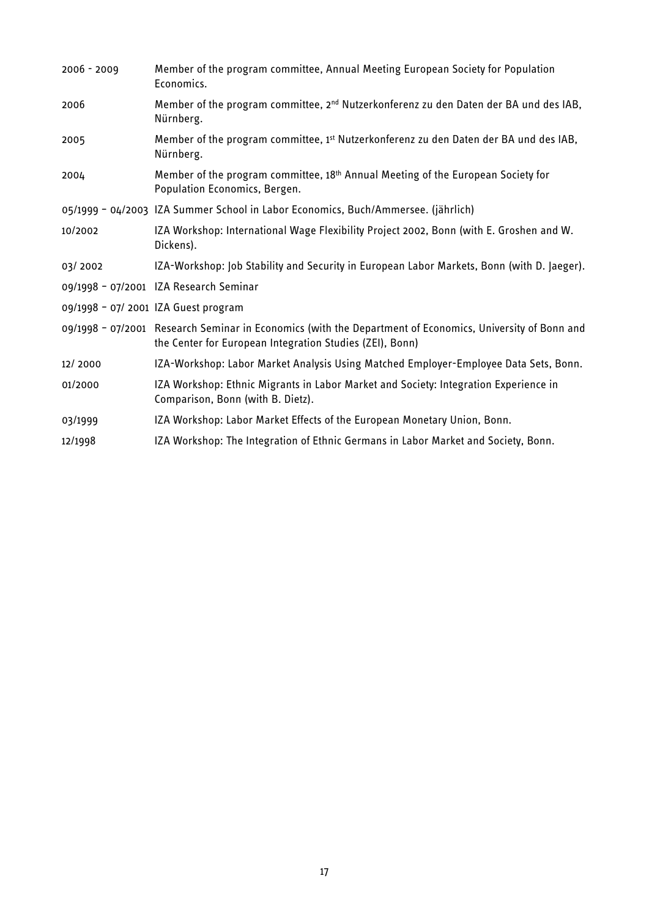| | |
|---|---|
| 2006 - 2009 | Member of the program committee, Annual Meeting European Society for Population Economics. |
| 2006 | Member of the program committee, 2nd Nutzerkonferenz zu den Daten der BA und des IAB, Nürnberg. |
| 2005 | Member of the program committee, 1st Nutzerkonferenz zu den Daten der BA und des IAB, Nürnberg. |
| 2004 | Member of the program committee, 18th Annual Meeting of the European Society for Population Economics, Bergen. |
| 05/1999 – 04/2003 | IZA Summer School in Labor Economics, Buch/Ammersee. (jährlich) |
| 10/2002 | IZA Workshop: International Wage Flexibility Project 2002, Bonn (with E. Groshen and W. Dickens). |
| 03/ 2002 | IZA-Workshop: Job Stability and Security in European Labor Markets, Bonn (with D. Jaeger). |
| 09/1998 – 07/2001 | IZA Research Seminar |
| 09/1998 – 07/ 2001 | IZA Guest program |
| 09/1998 – 07/2001 | Research Seminar in Economics (with the Department of Economics, University of Bonn and the Center for European Integration Studies (ZEI), Bonn) |
| 12/ 2000 | IZA-Workshop: Labor Market Analysis Using Matched Employer-Employee Data Sets, Bonn. |
| 01/2000 | IZA Workshop: Ethnic Migrants in Labor Market and Society: Integration Experience in Comparison, Bonn (with B. Dietz). |
| 03/1999 | IZA Workshop: Labor Market Effects of the European Monetary Union, Bonn. |
| 12/1998 | IZA Workshop: The Integration of Ethnic Germans in Labor Market and Society, Bonn. |